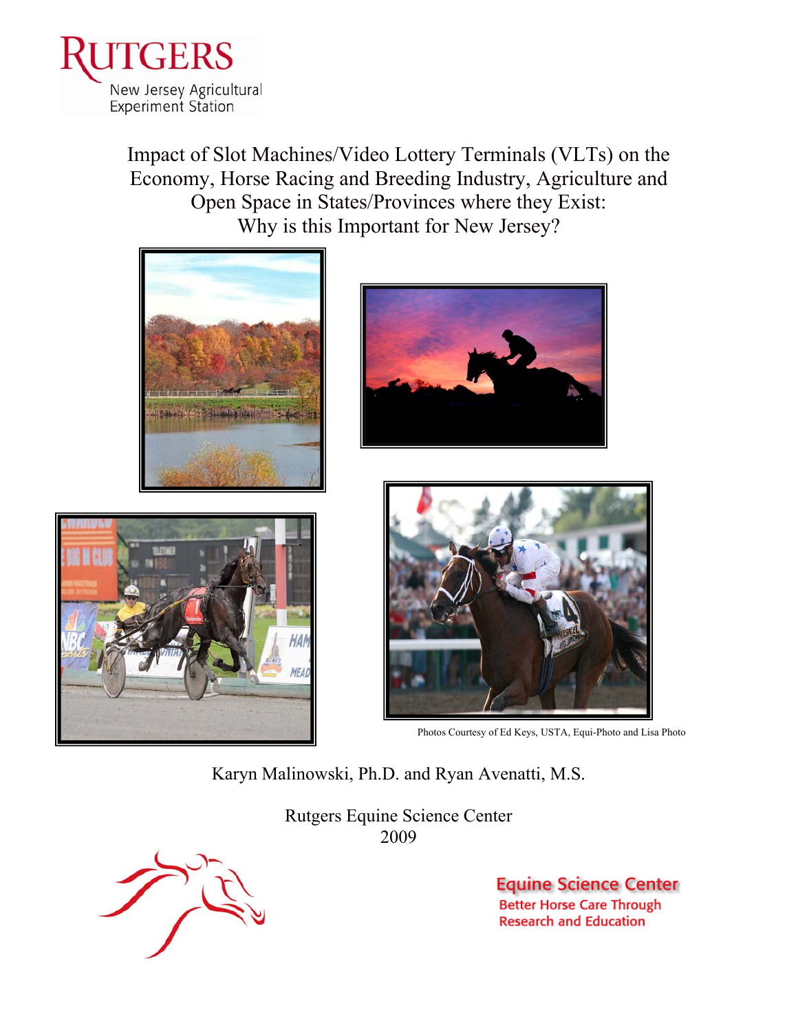Rutgers
New Jersey Agricultural Experiment Station

# Impact of Slot Machines/Video Lottery Terminals (VLTs) on the Economy, Horse Racing and Breeding Industry, Agriculture and Open Space in States/Provinces where they Exist: Why is this Important for New Jersey?

Photos Courtesy of Ed Keys, USTA, Equi-Photo and Lisa Photo

Karyn Malinowski, Ph.D. and Ryan Avenatti, M.S.

Rutgers Equine Science Center
2009

Equine Science Center
Better Horse Care Through Research and Education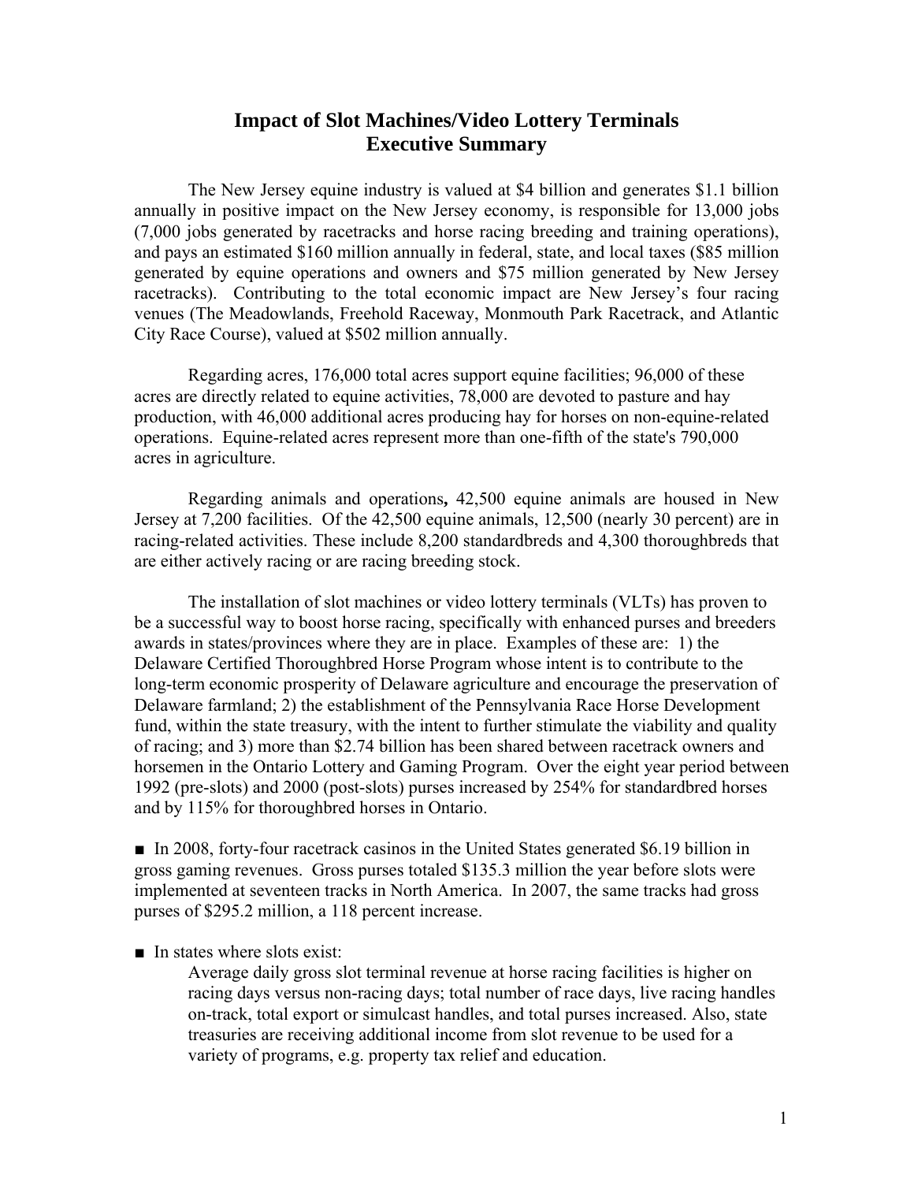# Impact of Slot Machines/Video Lottery Terminals
# Executive Summary

The New Jersey equine industry is valued at $4 billion and generates $1.1 billion annually in positive impact on the New Jersey economy, is responsible for 13,000 jobs (7,000 jobs generated by racetracks and horse racing breeding and training operations), and pays an estimated $160 million annually in federal, state, and local taxes ($85 million generated by equine operations and owners and $75 million generated by New Jersey racetracks). Contributing to the total economic impact are New Jersey's four racing venues (The Meadowlands, Freehold Raceway, Monmouth Park Racetrack, and Atlantic City Race Course), valued at $502 million annually.

Regarding acres, 176,000 total acres support equine facilities; 96,000 of these acres are directly related to equine activities, 78,000 are devoted to pasture and hay production, with 46,000 additional acres producing hay for horses on non-equine-related operations. Equine-related acres represent more than one-fifth of the state's 790,000 acres in agriculture.

Regarding animals and operations**,** 42,500 equine animals are housed in New Jersey at 7,200 facilities. Of the 42,500 equine animals, 12,500 (nearly 30 percent) are in racing-related activities. These include 8,200 standardbreds and 4,300 thoroughbreds that are either actively racing or are racing breeding stock.

The installation of slot machines or video lottery terminals (VLTs) has proven to be a successful way to boost horse racing, specifically with enhanced purses and breeders awards in states/provinces where they are in place. Examples of these are: 1) the Delaware Certified Thoroughbred Horse Program whose intent is to contribute to the long-term economic prosperity of Delaware agriculture and encourage the preservation of Delaware farmland; 2) the establishment of the Pennsylvania Race Horse Development fund, within the state treasury, with the intent to further stimulate the viability and quality of racing; and 3) more than $2.74 billion has been shared between racetrack owners and horsemen in the Ontario Lottery and Gaming Program. Over the eight year period between 1992 (pre-slots) and 2000 (post-slots) purses increased by 254% for standardbred horses and by 115% for thoroughbred horses in Ontario.

■ In 2008, forty-four racetrack casinos in the United States generated $6.19 billion in gross gaming revenues. Gross purses totaled $135.3 million the year before slots were implemented at seventeen tracks in North America. In 2007, the same tracks had gross purses of $295.2 million, a 118 percent increase.

■ In states where slots exist:

Average daily gross slot terminal revenue at horse racing facilities is higher on racing days versus non-racing days; total number of race days, live racing handles on-track, total export or simulcast handles, and total purses increased. Also, state treasuries are receiving additional income from slot revenue to be used for a variety of programs, e.g. property tax relief and education.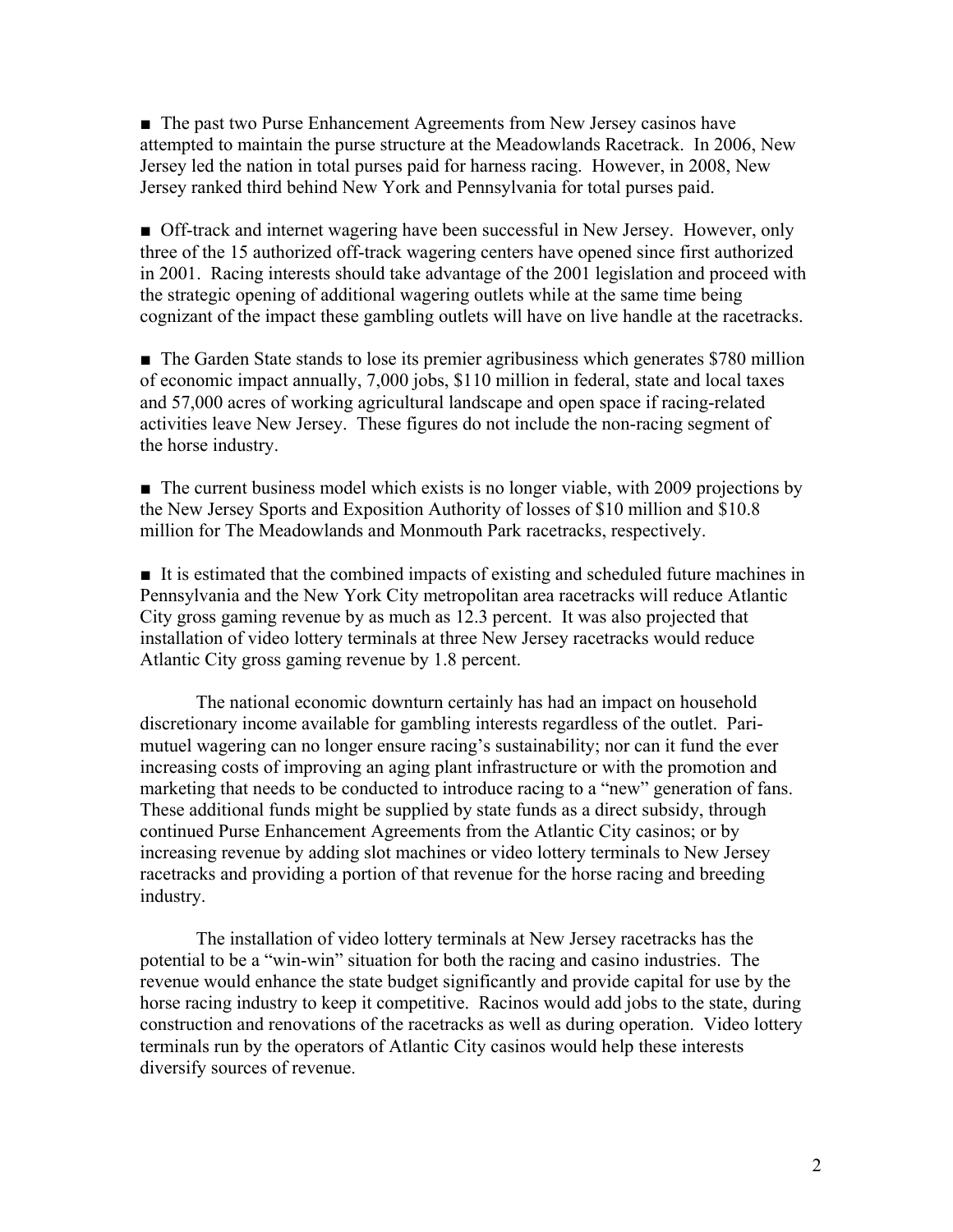■ The past two Purse Enhancement Agreements from New Jersey casinos have attempted to maintain the purse structure at the Meadowlands Racetrack. In 2006, New Jersey led the nation in total purses paid for harness racing. However, in 2008, New Jersey ranked third behind New York and Pennsylvania for total purses paid.

■ Off-track and internet wagering have been successful in New Jersey. However, only three of the 15 authorized off-track wagering centers have opened since first authorized in 2001. Racing interests should take advantage of the 2001 legislation and proceed with the strategic opening of additional wagering outlets while at the same time being cognizant of the impact these gambling outlets will have on live handle at the racetracks.

■ The Garden State stands to lose its premier agribusiness which generates $780 million of economic impact annually, 7,000 jobs, $110 million in federal, state and local taxes and 57,000 acres of working agricultural landscape and open space if racing-related activities leave New Jersey. These figures do not include the non-racing segment of the horse industry.

■ The current business model which exists is no longer viable, with 2009 projections by the New Jersey Sports and Exposition Authority of losses of $10 million and $10.8 million for The Meadowlands and Monmouth Park racetracks, respectively.

■ It is estimated that the combined impacts of existing and scheduled future machines in Pennsylvania and the New York City metropolitan area racetracks will reduce Atlantic City gross gaming revenue by as much as 12.3 percent. It was also projected that installation of video lottery terminals at three New Jersey racetracks would reduce Atlantic City gross gaming revenue by 1.8 percent.

The national economic downturn certainly has had an impact on household discretionary income available for gambling interests regardless of the outlet. Pari-mutuel wagering can no longer ensure racing's sustainability; nor can it fund the ever increasing costs of improving an aging plant infrastructure or with the promotion and marketing that needs to be conducted to introduce racing to a "new" generation of fans. These additional funds might be supplied by state funds as a direct subsidy, through continued Purse Enhancement Agreements from the Atlantic City casinos; or by increasing revenue by adding slot machines or video lottery terminals to New Jersey racetracks and providing a portion of that revenue for the horse racing and breeding industry.

The installation of video lottery terminals at New Jersey racetracks has the potential to be a "win-win" situation for both the racing and casino industries. The revenue would enhance the state budget significantly and provide capital for use by the horse racing industry to keep it competitive. Racinos would add jobs to the state, during construction and renovations of the racetracks as well as during operation. Video lottery terminals run by the operators of Atlantic City casinos would help these interests diversify sources of revenue.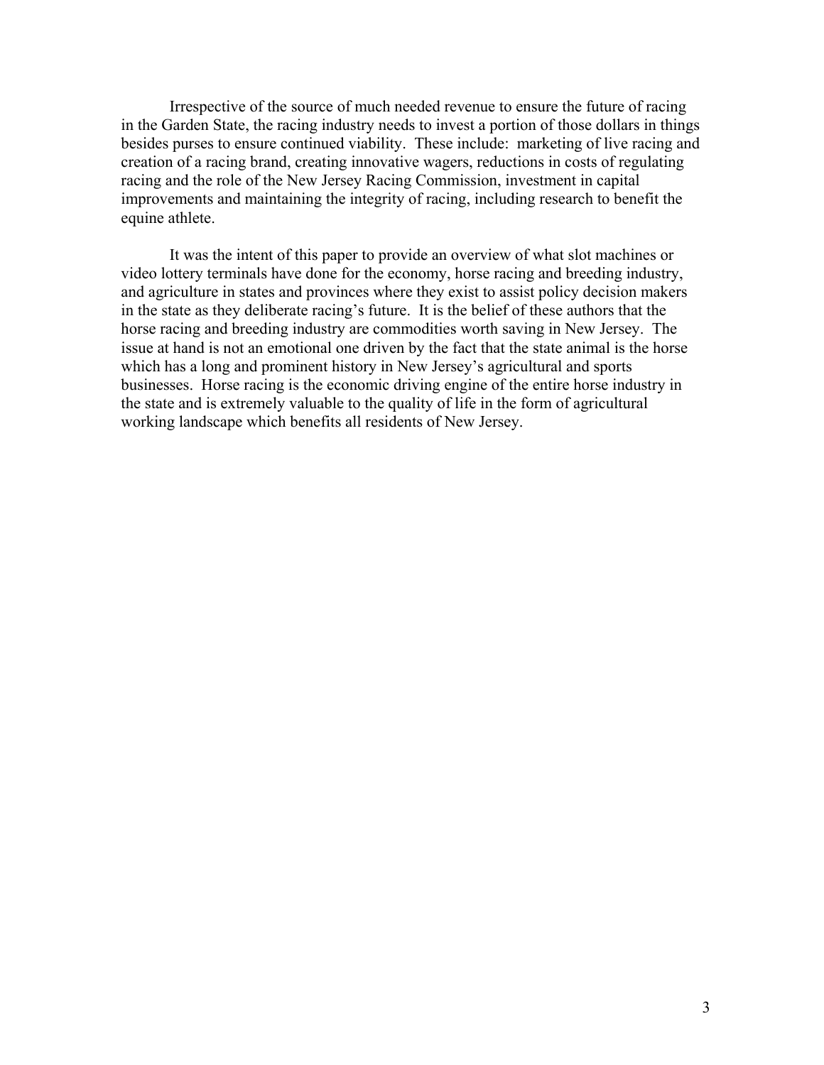Irrespective of the source of much needed revenue to ensure the future of racing in the Garden State, the racing industry needs to invest a portion of those dollars in things besides purses to ensure continued viability. These include: marketing of live racing and creation of a racing brand, creating innovative wagers, reductions in costs of regulating racing and the role of the New Jersey Racing Commission, investment in capital improvements and maintaining the integrity of racing, including research to benefit the equine athlete.

It was the intent of this paper to provide an overview of what slot machines or video lottery terminals have done for the economy, horse racing and breeding industry, and agriculture in states and provinces where they exist to assist policy decision makers in the state as they deliberate racing's future. It is the belief of these authors that the horse racing and breeding industry are commodities worth saving in New Jersey. The issue at hand is not an emotional one driven by the fact that the state animal is the horse which has a long and prominent history in New Jersey's agricultural and sports businesses. Horse racing is the economic driving engine of the entire horse industry in the state and is extremely valuable to the quality of life in the form of agricultural working landscape which benefits all residents of New Jersey.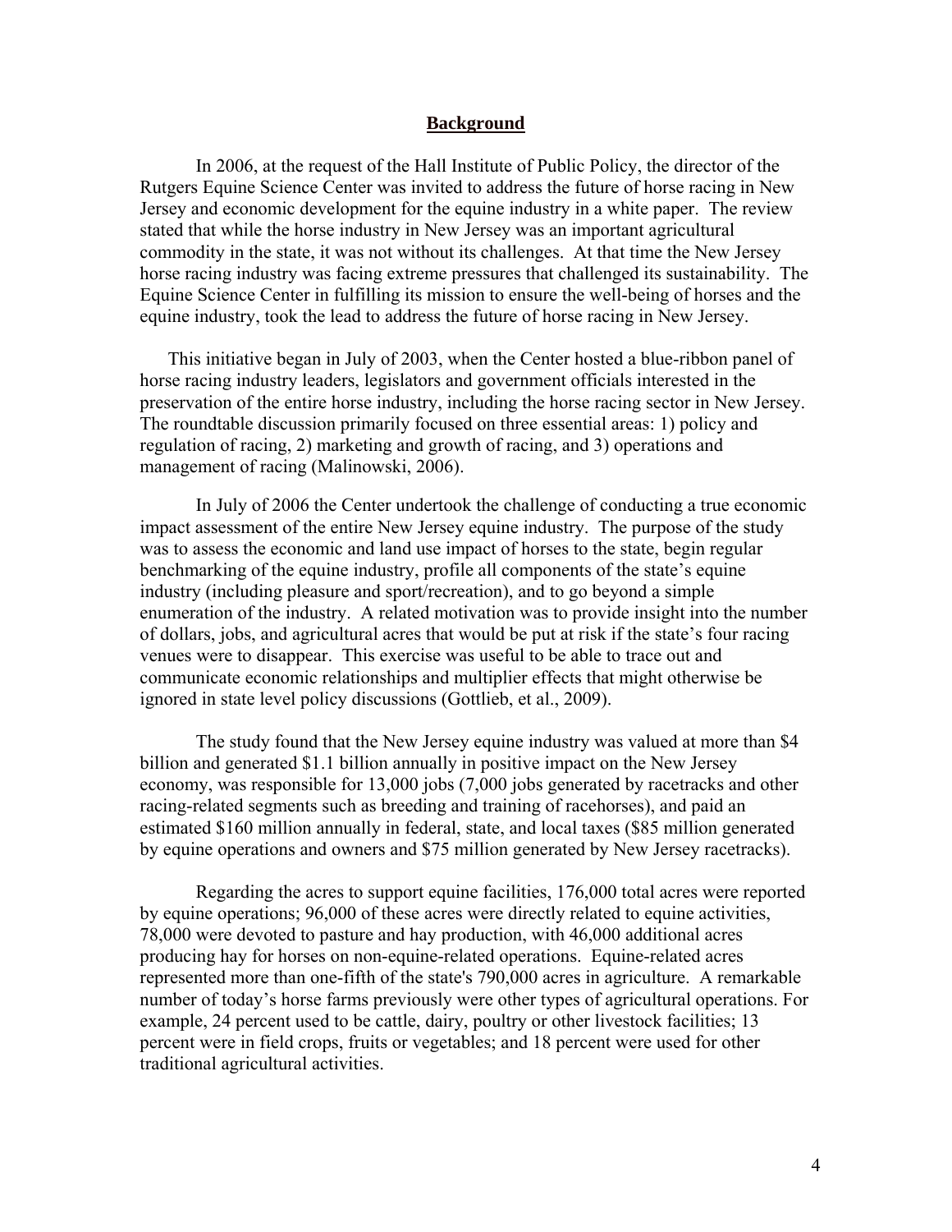## Background

In 2006, at the request of the Hall Institute of Public Policy, the director of the Rutgers Equine Science Center was invited to address the future of horse racing in New Jersey and economic development for the equine industry in a white paper. The review stated that while the horse industry in New Jersey was an important agricultural commodity in the state, it was not without its challenges. At that time the New Jersey horse racing industry was facing extreme pressures that challenged its sustainability. The Equine Science Center in fulfilling its mission to ensure the well-being of horses and the equine industry, took the lead to address the future of horse racing in New Jersey.

This initiative began in July of 2003, when the Center hosted a blue-ribbon panel of horse racing industry leaders, legislators and government officials interested in the preservation of the entire horse industry, including the horse racing sector in New Jersey. The roundtable discussion primarily focused on three essential areas: 1) policy and regulation of racing, 2) marketing and growth of racing, and 3) operations and management of racing (Malinowski, 2006).

In July of 2006 the Center undertook the challenge of conducting a true economic impact assessment of the entire New Jersey equine industry. The purpose of the study was to assess the economic and land use impact of horses to the state, begin regular benchmarking of the equine industry, profile all components of the state's equine industry (including pleasure and sport/recreation), and to go beyond a simple enumeration of the industry. A related motivation was to provide insight into the number of dollars, jobs, and agricultural acres that would be put at risk if the state's four racing venues were to disappear. This exercise was useful to be able to trace out and communicate economic relationships and multiplier effects that might otherwise be ignored in state level policy discussions (Gottlieb, et al., 2009).

The study found that the New Jersey equine industry was valued at more than $4 billion and generated $1.1 billion annually in positive impact on the New Jersey economy, was responsible for 13,000 jobs (7,000 jobs generated by racetracks and other racing-related segments such as breeding and training of racehorses), and paid an estimated $160 million annually in federal, state, and local taxes ($85 million generated by equine operations and owners and $75 million generated by New Jersey racetracks).

Regarding the acres to support equine facilities, 176,000 total acres were reported by equine operations; 96,000 of these acres were directly related to equine activities, 78,000 were devoted to pasture and hay production, with 46,000 additional acres producing hay for horses on non-equine-related operations. Equine-related acres represented more than one-fifth of the state's 790,000 acres in agriculture. A remarkable number of today's horse farms previously were other types of agricultural operations. For example, 24 percent used to be cattle, dairy, poultry or other livestock facilities; 13 percent were in field crops, fruits or vegetables; and 18 percent were used for other traditional agricultural activities.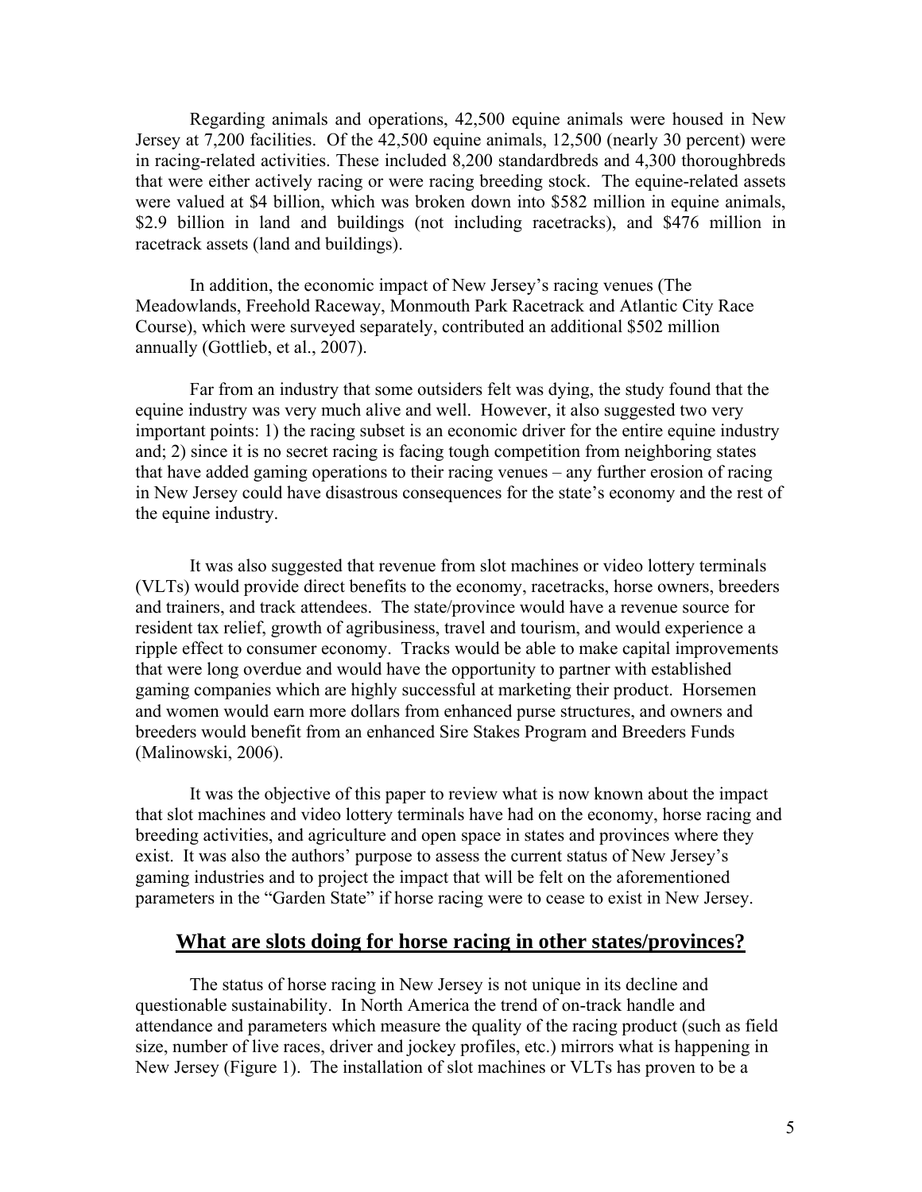Regarding animals and operations, 42,500 equine animals were housed in New Jersey at 7,200 facilities. Of the 42,500 equine animals, 12,500 (nearly 30 percent) were in racing-related activities. These included 8,200 standardbreds and 4,300 thoroughbreds that were either actively racing or were racing breeding stock. The equine-related assets were valued at $4 billion, which was broken down into $582 million in equine animals, $2.9 billion in land and buildings (not including racetracks), and $476 million in racetrack assets (land and buildings).

In addition, the economic impact of New Jersey's racing venues (The Meadowlands, Freehold Raceway, Monmouth Park Racetrack and Atlantic City Race Course), which were surveyed separately, contributed an additional $502 million annually (Gottlieb, et al., 2007).

Far from an industry that some outsiders felt was dying, the study found that the equine industry was very much alive and well. However, it also suggested two very important points: 1) the racing subset is an economic driver for the entire equine industry and; 2) since it is no secret racing is facing tough competition from neighboring states that have added gaming operations to their racing venues – any further erosion of racing in New Jersey could have disastrous consequences for the state's economy and the rest of the equine industry.

It was also suggested that revenue from slot machines or video lottery terminals (VLTs) would provide direct benefits to the economy, racetracks, horse owners, breeders and trainers, and track attendees. The state/province would have a revenue source for resident tax relief, growth of agribusiness, travel and tourism, and would experience a ripple effect to consumer economy. Tracks would be able to make capital improvements that were long overdue and would have the opportunity to partner with established gaming companies which are highly successful at marketing their product. Horsemen and women would earn more dollars from enhanced purse structures, and owners and breeders would benefit from an enhanced Sire Stakes Program and Breeders Funds (Malinowski, 2006).

It was the objective of this paper to review what is now known about the impact that slot machines and video lottery terminals have had on the economy, horse racing and breeding activities, and agriculture and open space in states and provinces where they exist. It was also the authors' purpose to assess the current status of New Jersey's gaming industries and to project the impact that will be felt on the aforementioned parameters in the "Garden State" if horse racing were to cease to exist in New Jersey.

## What are slots doing for horse racing in other states/provinces?

The status of horse racing in New Jersey is not unique in its decline and questionable sustainability. In North America the trend of on-track handle and attendance and parameters which measure the quality of the racing product (such as field size, number of live races, driver and jockey profiles, etc.) mirrors what is happening in New Jersey (Figure 1). The installation of slot machines or VLTs has proven to be a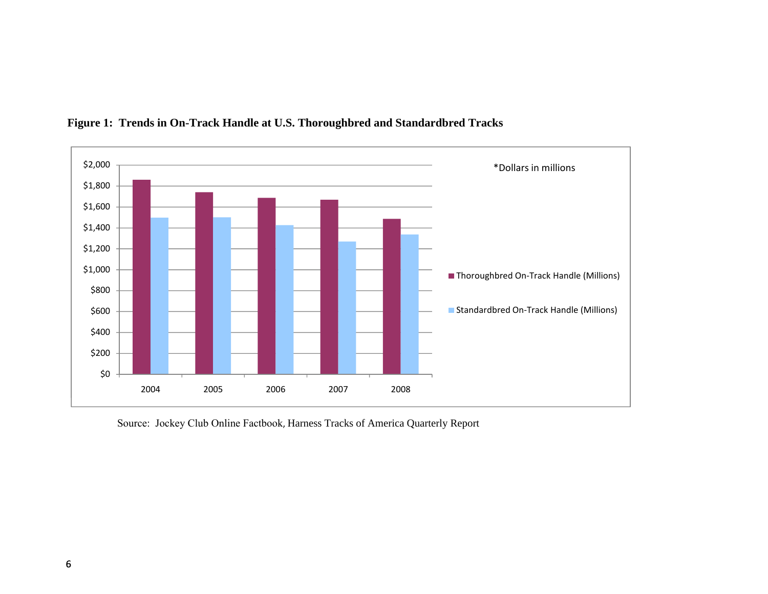**Figure 1: Trends in On-Track Handle at U.S. Thoroughbred and Standardbred Tracks**

*Dollars in millions

Thoroughbred On-Track Handle (Millions)

Standardbred On-Track Handle (Millions)

$2,000
$1,800
$1,600
$1,400
$1,200
$1,000
$800
$600
$400
$200
$0

2004 2005 2006 2007 2008

Source: Jockey Club Online Factbook, Harness Tracks of America Quarterly Report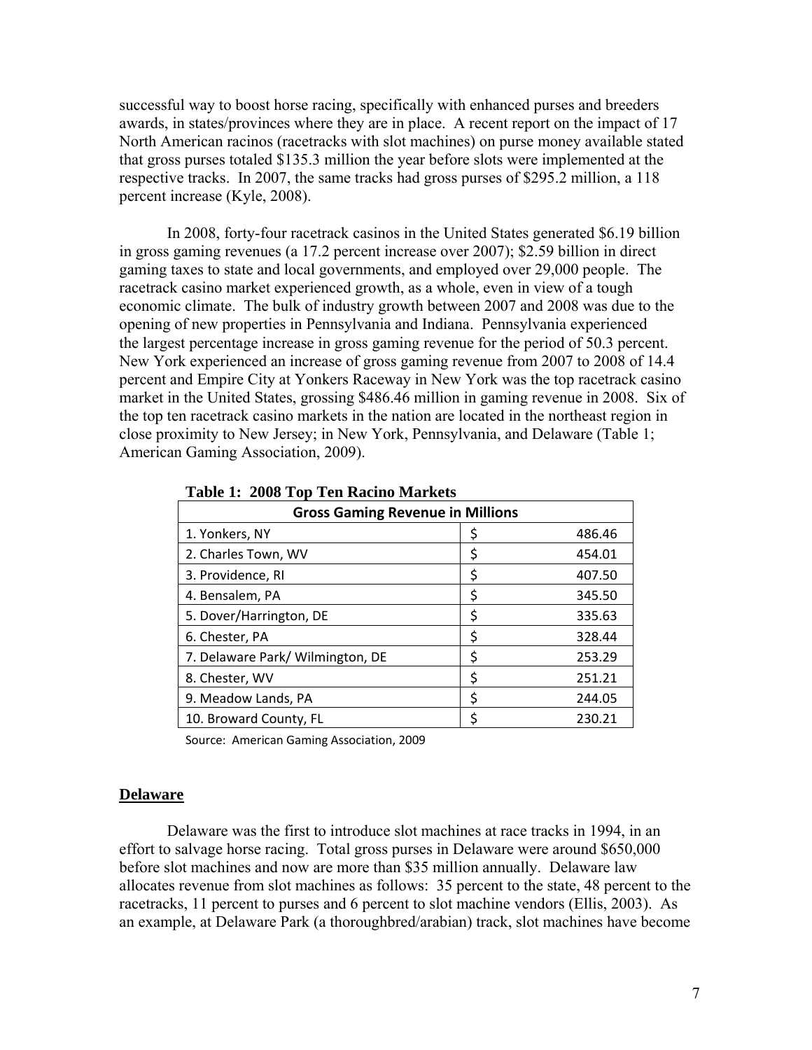successful way to boost horse racing, specifically with enhanced purses and breeders awards, in states/provinces where they are in place. A recent report on the impact of 17 North American racinos (racetracks with slot machines) on purse money available stated that gross purses totaled $135.3 million the year before slots were implemented at the respective tracks. In 2007, the same tracks had gross purses of $295.2 million, a 118 percent increase (Kyle, 2008).

In 2008, forty-four racetrack casinos in the United States generated $6.19 billion in gross gaming revenues (a 17.2 percent increase over 2007); $2.59 billion in direct gaming taxes to state and local governments, and employed over 29,000 people. The racetrack casino market experienced growth, as a whole, even in view of a tough economic climate. The bulk of industry growth between 2007 and 2008 was due to the opening of new properties in Pennsylvania and Indiana. Pennsylvania experienced the largest percentage increase in gross gaming revenue for the period of 50.3 percent. New York experienced an increase of gross gaming revenue from 2007 to 2008 of 14.4 percent and Empire City at Yonkers Raceway in New York was the top racetrack casino market in the United States, grossing $486.46 million in gaming revenue in 2008. Six of the top ten racetrack casino markets in the nation are located in the northeast region in close proximity to New Jersey; in New York, Pennsylvania, and Delaware (Table 1; American Gaming Association, 2009).

**Table 1: 2008 Top Ten Racino Markets**

| Gross Gaming Revenue in Millions | | |
|---|---|---|
| 1. Yonkers, NY | $ | 486.46 |
| 2. Charles Town, WV | $ | 454.01 |
| 3. Providence, RI | $ | 407.50 |
| 4. Bensalem, PA | $ | 345.50 |
| 5. Dover/Harrington, DE | $ | 335.63 |
| 6. Chester, PA | $ | 328.44 |
| 7. Delaware Park/ Wilmington, DE | $ | 253.29 |
| 8. Chester, WV | $ | 251.21 |
| 9. Meadow Lands, PA | $ | 244.05 |
| 10. Broward County, FL | $ | 230.21 |

Source: American Gaming Association, 2009

## Delaware

Delaware was the first to introduce slot machines at race tracks in 1994, in an effort to salvage horse racing. Total gross purses in Delaware were around $650,000 before slot machines and now are more than $35 million annually. Delaware law allocates revenue from slot machines as follows: 35 percent to the state, 48 percent to the racetracks, 11 percent to purses and 6 percent to slot machine vendors (Ellis, 2003). As an example, at Delaware Park (a thoroughbred/arabian) track, slot machines have become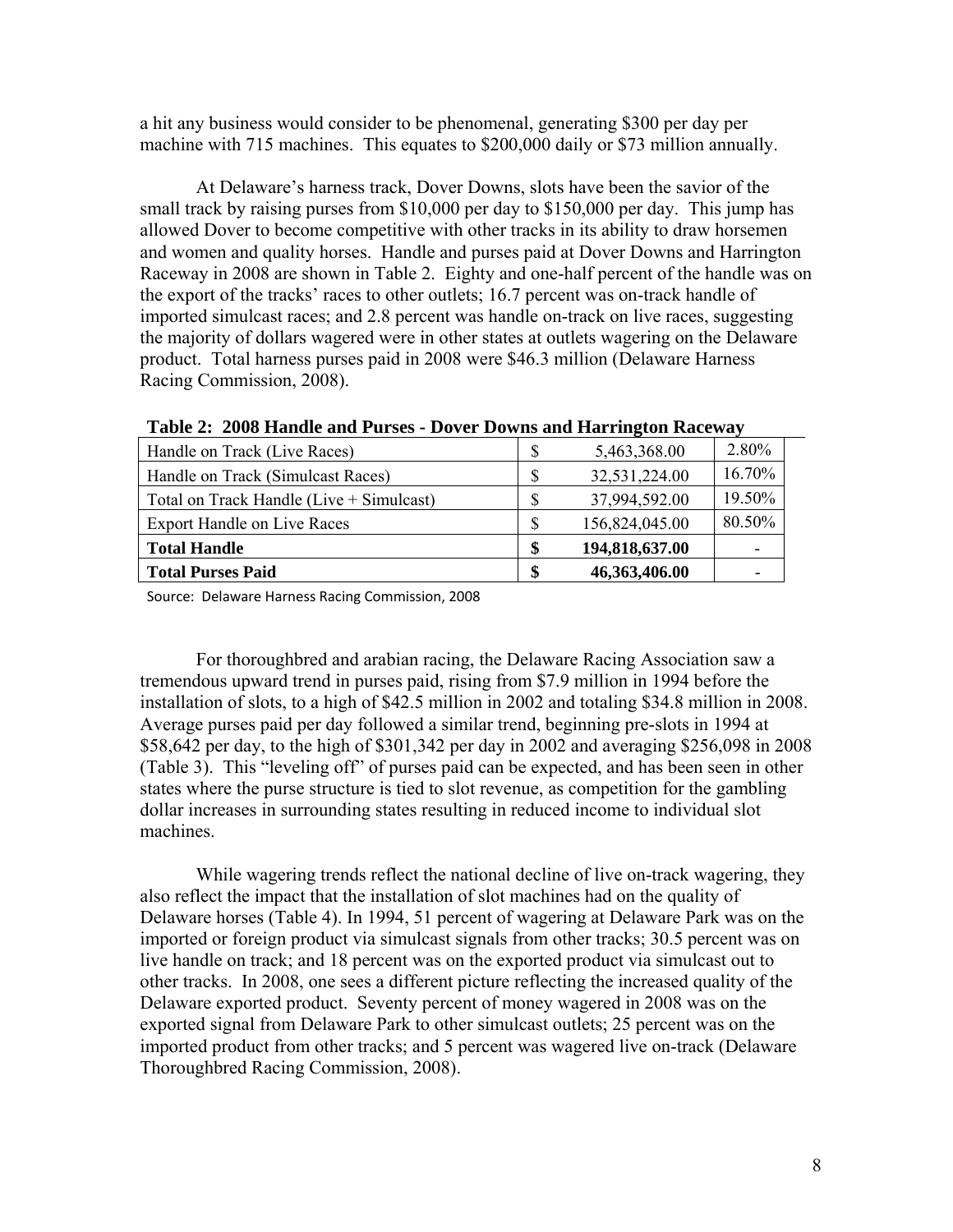a hit any business would consider to be phenomenal, generating $300 per day per machine with 715 machines. This equates to $200,000 daily or $73 million annually.

At Delaware's harness track, Dover Downs, slots have been the savior of the small track by raising purses from $10,000 per day to $150,000 per day. This jump has allowed Dover to become competitive with other tracks in its ability to draw horsemen and women and quality horses. Handle and purses paid at Dover Downs and Harrington Raceway in 2008 are shown in Table 2. Eighty and one-half percent of the handle was on the export of the tracks' races to other outlets; 16.7 percent was on-track handle of imported simulcast races; and 2.8 percent was handle on-track on live races, suggesting the majority of dollars wagered were in other states at outlets wagering on the Delaware product. Total harness purses paid in 2008 were $46.3 million (Delaware Harness Racing Commission, 2008).

**Table 2: 2008 Handle and Purses - Dover Downs and Harrington Raceway**

| | | | |
|---|---|---|---|
| Handle on Track (Live Races) | $ | 5,463,368.00 | 2.80% |
| Handle on Track (Simulcast Races) | $ | 32,531,224.00 | 16.70% |
| Total on Track Handle (Live + Simulcast) | $ | 37,994,592.00 | 19.50% |
| Export Handle on Live Races | $ | 156,824,045.00 | 80.50% |
| **Total Handle** | **$** | **194,818,637.00** | - |
| **Total Purses Paid** | **$** | **46,363,406.00** | - |

Source: Delaware Harness Racing Commission, 2008

For thoroughbred and arabian racing, the Delaware Racing Association saw a tremendous upward trend in purses paid, rising from $7.9 million in 1994 before the installation of slots, to a high of $42.5 million in 2002 and totaling $34.8 million in 2008. Average purses paid per day followed a similar trend, beginning pre-slots in 1994 at $58,642 per day, to the high of $301,342 per day in 2002 and averaging $256,098 in 2008 (Table 3). This "leveling off" of purses paid can be expected, and has been seen in other states where the purse structure is tied to slot revenue, as competition for the gambling dollar increases in surrounding states resulting in reduced income to individual slot machines.

While wagering trends reflect the national decline of live on-track wagering, they also reflect the impact that the installation of slot machines had on the quality of Delaware horses (Table 4). In 1994, 51 percent of wagering at Delaware Park was on the imported or foreign product via simulcast signals from other tracks; 30.5 percent was on live handle on track; and 18 percent was on the exported product via simulcast out to other tracks. In 2008, one sees a different picture reflecting the increased quality of the Delaware exported product. Seventy percent of money wagered in 2008 was on the exported signal from Delaware Park to other simulcast outlets; 25 percent was on the imported product from other tracks; and 5 percent was wagered live on-track (Delaware Thoroughbred Racing Commission, 2008).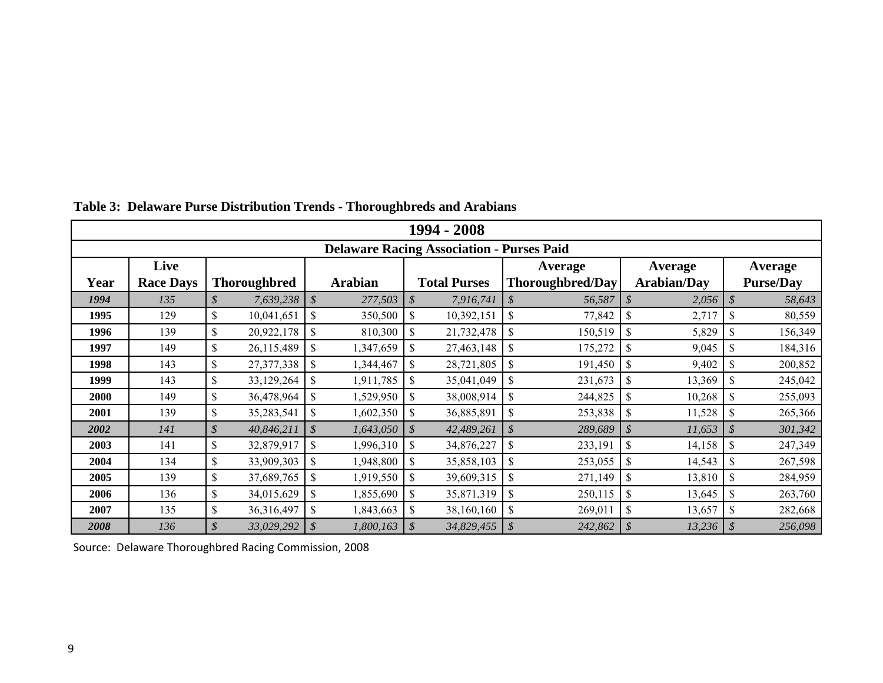**Table 3: Delaware Purse Distribution Trends - Thoroughbreds and Arabians**

| 1994 - 2008 | | | | | | | |
|---|---|---|---|---|---|---|---|
| **Delaware Racing Association - Purses Paid** | | | | | | | |
| **Year** | **Live Race Days** | **Thoroughbred** | **Arabian** | **Total Purses** | **Average Thoroughbred/Day** | **Average Arabian/Day** | **Average Purse/Day** |
| *1994* | *135* | *$ 7,639,238* | *$ 277,503* | *$ 7,916,741* | *$ 56,587* | *$ 2,056* | *$ 58,643* |
| **1995** | 129 | $ 10,041,651 | $ 350,500 | $ 10,392,151 | $ 77,842 | $ 2,717 | $ 80,559 |
| **1996** | 139 | $ 20,922,178 | $ 810,300 | $ 21,732,478 | $ 150,519 | $ 5,829 | $ 156,349 |
| **1997** | 149 | $ 26,115,489 | $ 1,347,659 | $ 27,463,148 | $ 175,272 | $ 9,045 | $ 184,316 |
| **1998** | 143 | $ 27,377,338 | $ 1,344,467 | $ 28,721,805 | $ 191,450 | $ 9,402 | $ 200,852 |
| **1999** | 143 | $ 33,129,264 | $ 1,911,785 | $ 35,041,049 | $ 231,673 | $ 13,369 | $ 245,042 |
| **2000** | 149 | $ 36,478,964 | $ 1,529,950 | $ 38,008,914 | $ 244,825 | $ 10,268 | $ 255,093 |
| **2001** | 139 | $ 35,283,541 | $ 1,602,350 | $ 36,885,891 | $ 253,838 | $ 11,528 | $ 265,366 |
| *2002* | *141* | *$ 40,846,211* | *$ 1,643,050* | *$ 42,489,261* | *$ 289,689* | *$ 11,653* | *$ 301,342* |
| **2003** | 141 | $ 32,879,917 | $ 1,996,310 | $ 34,876,227 | $ 233,191 | $ 14,158 | $ 247,349 |
| **2004** | 134 | $ 33,909,303 | $ 1,948,800 | $ 35,858,103 | $ 253,055 | $ 14,543 | $ 267,598 |
| **2005** | 139 | $ 37,689,765 | $ 1,919,550 | $ 39,609,315 | $ 271,149 | $ 13,810 | $ 284,959 |
| **2006** | 136 | $ 34,015,629 | $ 1,855,690 | $ 35,871,319 | $ 250,115 | $ 13,645 | $ 263,760 |
| **2007** | 135 | $ 36,316,497 | $ 1,843,663 | $ 38,160,160 | $ 269,011 | $ 13,657 | $ 282,668 |
| *2008* | *136* | *$ 33,029,292* | *$ 1,800,163* | *$ 34,829,455* | *$ 242,862* | *$ 13,236* | *$ 256,098* |

Source: Delaware Thoroughbred Racing Commission, 2008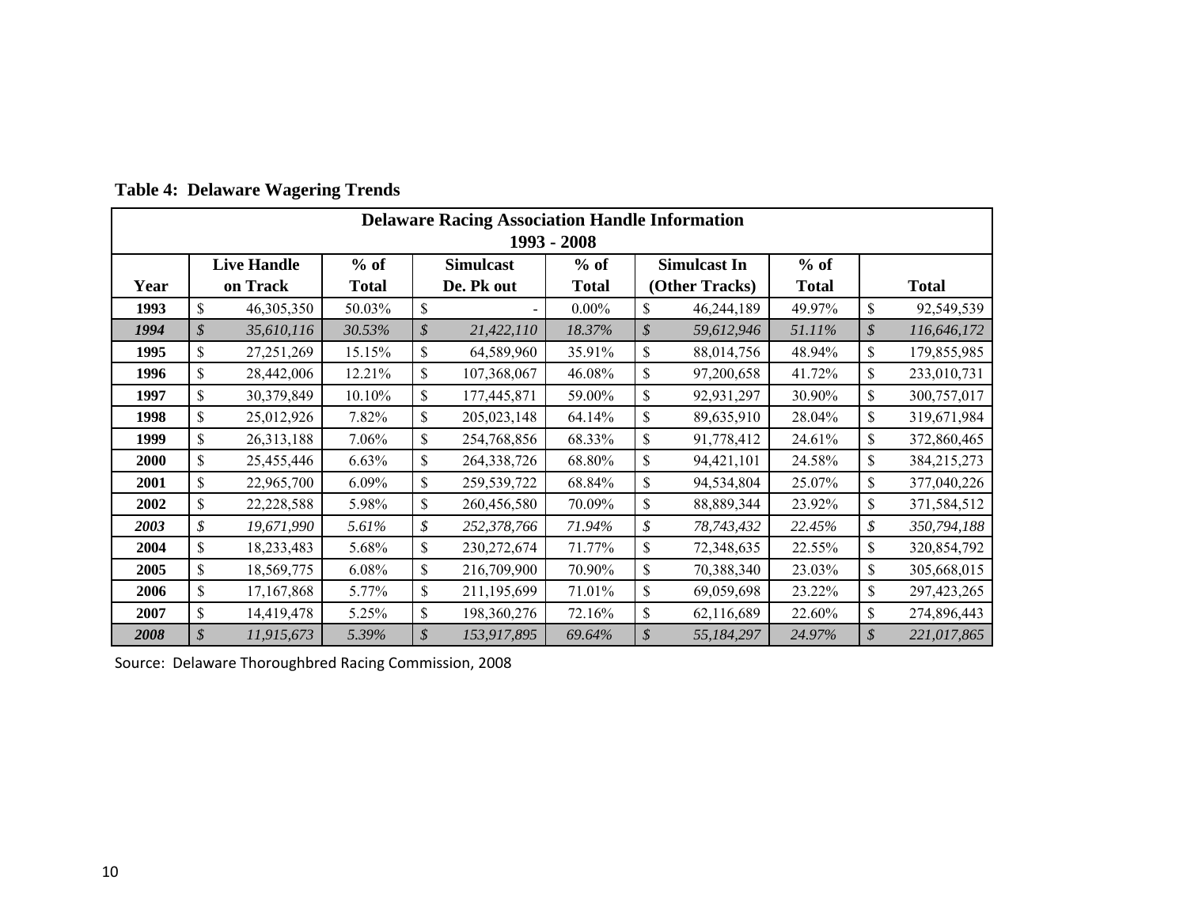**Table 4: Delaware Wagering Trends**

| Delaware Racing Association Handle Information 1993 - 2008 | | | | | | | |
|---|---|---|---|---|---|---|---|
| Year | Live Handle on Track | % of Total | Simulcast De. Pk out | % of Total | Simulcast In (Other Tracks) | % of Total | Total |
| 1993 | $ 46,305,350 | 50.03% | $ - | 0.00% | $ 46,244,189 | 49.97% | $ 92,549,539 |
| *1994* | *$ 35,610,116* | *30.53%* | *$ 21,422,110* | *18.37%* | *$ 59,612,946* | *51.11%* | *$ 116,646,172* |
| 1995 | $ 27,251,269 | 15.15% | $ 64,589,960 | 35.91% | $ 88,014,756 | 48.94% | $ 179,855,985 |
| 1996 | $ 28,442,006 | 12.21% | $ 107,368,067 | 46.08% | $ 97,200,658 | 41.72% | $ 233,010,731 |
| 1997 | $ 30,379,849 | 10.10% | $ 177,445,871 | 59.00% | $ 92,931,297 | 30.90% | $ 300,757,017 |
| 1998 | $ 25,012,926 | 7.82% | $ 205,023,148 | 64.14% | $ 89,635,910 | 28.04% | $ 319,671,984 |
| 1999 | $ 26,313,188 | 7.06% | $ 254,768,856 | 68.33% | $ 91,778,412 | 24.61% | $ 372,860,465 |
| 2000 | $ 25,455,446 | 6.63% | $ 264,338,726 | 68.80% | $ 94,421,101 | 24.58% | $ 384,215,273 |
| 2001 | $ 22,965,700 | 6.09% | $ 259,539,722 | 68.84% | $ 94,534,804 | 25.07% | $ 377,040,226 |
| 2002 | $ 22,228,588 | 5.98% | $ 260,456,580 | 70.09% | $ 88,889,344 | 23.92% | $ 371,584,512 |
| *2003* | *$ 19,671,990* | *5.61%* | *$ 252,378,766* | *71.94%* | *$ 78,743,432* | *22.45%* | *$ 350,794,188* |
| 2004 | $ 18,233,483 | 5.68% | $ 230,272,674 | 71.77% | $ 72,348,635 | 22.55% | $ 320,854,792 |
| 2005 | $ 18,569,775 | 6.08% | $ 216,709,900 | 70.90% | $ 70,388,340 | 23.03% | $ 305,668,015 |
| 2006 | $ 17,167,868 | 5.77% | $ 211,195,699 | 71.01% | $ 69,059,698 | 23.22% | $ 297,423,265 |
| 2007 | $ 14,419,478 | 5.25% | $ 198,360,276 | 72.16% | $ 62,116,689 | 22.60% | $ 274,896,443 |
| *2008* | *$ 11,915,673* | *5.39%* | *$ 153,917,895* | *69.64%* | *$ 55,184,297* | *24.97%* | *$ 221,017,865* |

Source: Delaware Thoroughbred Racing Commission, 2008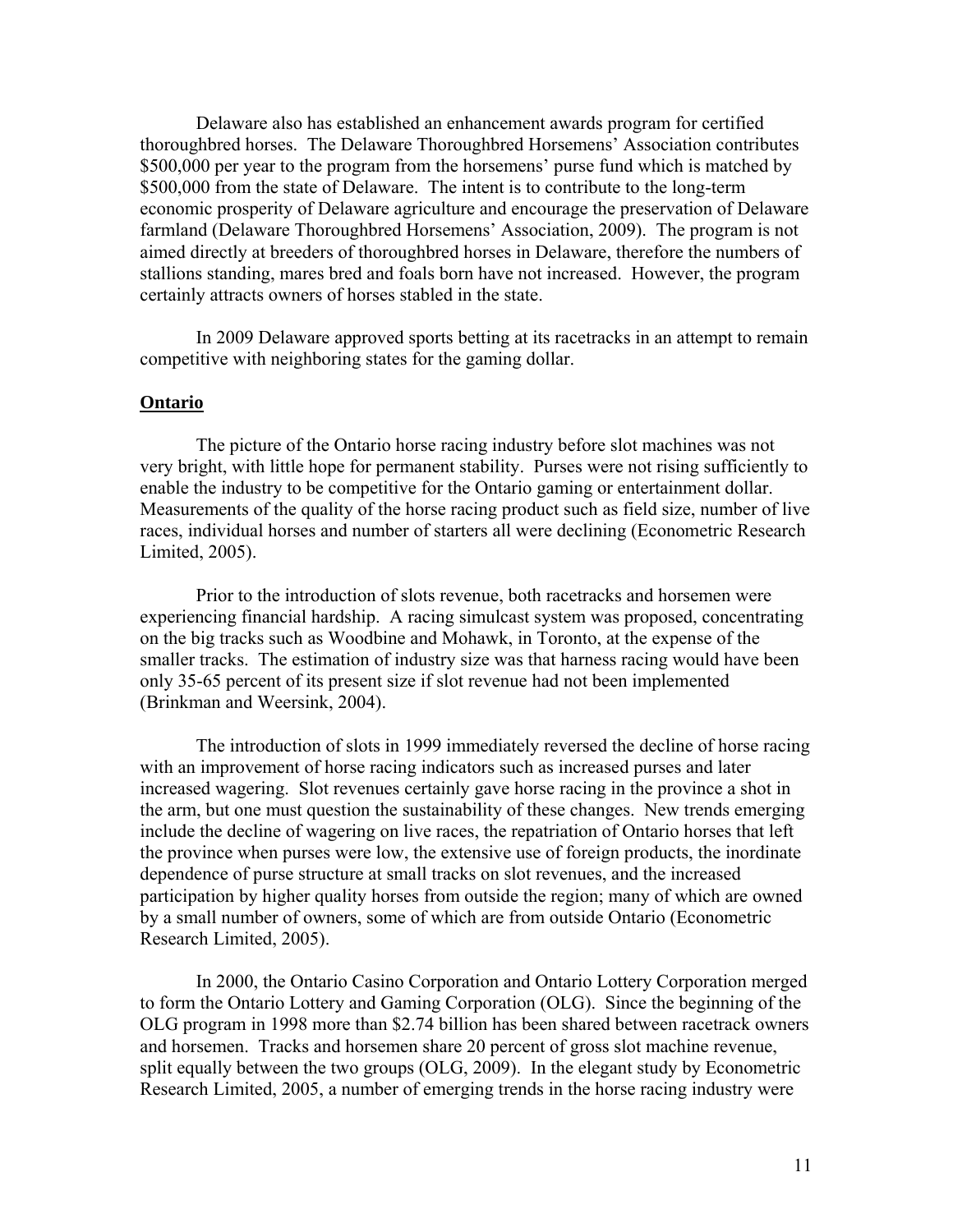Delaware also has established an enhancement awards program for certified thoroughbred horses. The Delaware Thoroughbred Horsemens' Association contributes $500,000 per year to the program from the horsemens' purse fund which is matched by $500,000 from the state of Delaware. The intent is to contribute to the long-term economic prosperity of Delaware agriculture and encourage the preservation of Delaware farmland (Delaware Thoroughbred Horsemens' Association, 2009). The program is not aimed directly at breeders of thoroughbred horses in Delaware, therefore the numbers of stallions standing, mares bred and foals born have not increased. However, the program certainly attracts owners of horses stabled in the state.

In 2009 Delaware approved sports betting at its racetracks in an attempt to remain competitive with neighboring states for the gaming dollar.

## Ontario

The picture of the Ontario horse racing industry before slot machines was not very bright, with little hope for permanent stability. Purses were not rising sufficiently to enable the industry to be competitive for the Ontario gaming or entertainment dollar. Measurements of the quality of the horse racing product such as field size, number of live races, individual horses and number of starters all were declining (Econometric Research Limited, 2005).

Prior to the introduction of slots revenue, both racetracks and horsemen were experiencing financial hardship. A racing simulcast system was proposed, concentrating on the big tracks such as Woodbine and Mohawk, in Toronto, at the expense of the smaller tracks. The estimation of industry size was that harness racing would have been only 35-65 percent of its present size if slot revenue had not been implemented (Brinkman and Weersink, 2004).

The introduction of slots in 1999 immediately reversed the decline of horse racing with an improvement of horse racing indicators such as increased purses and later increased wagering. Slot revenues certainly gave horse racing in the province a shot in the arm, but one must question the sustainability of these changes. New trends emerging include the decline of wagering on live races, the repatriation of Ontario horses that left the province when purses were low, the extensive use of foreign products, the inordinate dependence of purse structure at small tracks on slot revenues, and the increased participation by higher quality horses from outside the region; many of which are owned by a small number of owners, some of which are from outside Ontario (Econometric Research Limited, 2005).

In 2000, the Ontario Casino Corporation and Ontario Lottery Corporation merged to form the Ontario Lottery and Gaming Corporation (OLG). Since the beginning of the OLG program in 1998 more than $2.74 billion has been shared between racetrack owners and horsemen. Tracks and horsemen share 20 percent of gross slot machine revenue, split equally between the two groups (OLG, 2009). In the elegant study by Econometric Research Limited, 2005, a number of emerging trends in the horse racing industry were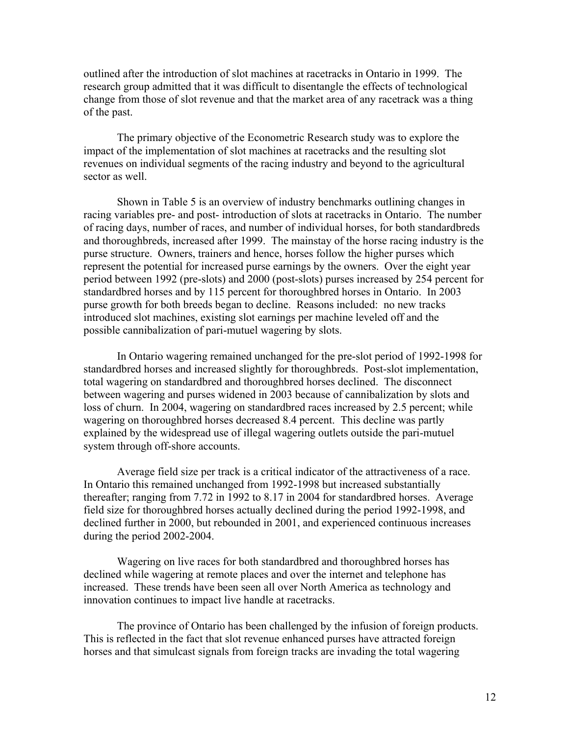outlined after the introduction of slot machines at racetracks in Ontario in 1999. The research group admitted that it was difficult to disentangle the effects of technological change from those of slot revenue and that the market area of any racetrack was a thing of the past.

The primary objective of the Econometric Research study was to explore the impact of the implementation of slot machines at racetracks and the resulting slot revenues on individual segments of the racing industry and beyond to the agricultural sector as well.

Shown in Table 5 is an overview of industry benchmarks outlining changes in racing variables pre- and post- introduction of slots at racetracks in Ontario. The number of racing days, number of races, and number of individual horses, for both standardbreds and thoroughbreds, increased after 1999. The mainstay of the horse racing industry is the purse structure. Owners, trainers and hence, horses follow the higher purses which represent the potential for increased purse earnings by the owners. Over the eight year period between 1992 (pre-slots) and 2000 (post-slots) purses increased by 254 percent for standardbred horses and by 115 percent for thoroughbred horses in Ontario. In 2003 purse growth for both breeds began to decline. Reasons included: no new tracks introduced slot machines, existing slot earnings per machine leveled off and the possible cannibalization of pari-mutuel wagering by slots.

In Ontario wagering remained unchanged for the pre-slot period of 1992-1998 for standardbred horses and increased slightly for thoroughbreds. Post-slot implementation, total wagering on standardbred and thoroughbred horses declined. The disconnect between wagering and purses widened in 2003 because of cannibalization by slots and loss of churn. In 2004, wagering on standardbred races increased by 2.5 percent; while wagering on thoroughbred horses decreased 8.4 percent. This decline was partly explained by the widespread use of illegal wagering outlets outside the pari-mutuel system through off-shore accounts.

Average field size per track is a critical indicator of the attractiveness of a race. In Ontario this remained unchanged from 1992-1998 but increased substantially thereafter; ranging from 7.72 in 1992 to 8.17 in 2004 for standardbred horses. Average field size for thoroughbred horses actually declined during the period 1992-1998, and declined further in 2000, but rebounded in 2001, and experienced continuous increases during the period 2002-2004.

Wagering on live races for both standardbred and thoroughbred horses has declined while wagering at remote places and over the internet and telephone has increased. These trends have been seen all over North America as technology and innovation continues to impact live handle at racetracks.

The province of Ontario has been challenged by the infusion of foreign products. This is reflected in the fact that slot revenue enhanced purses have attracted foreign horses and that simulcast signals from foreign tracks are invading the total wagering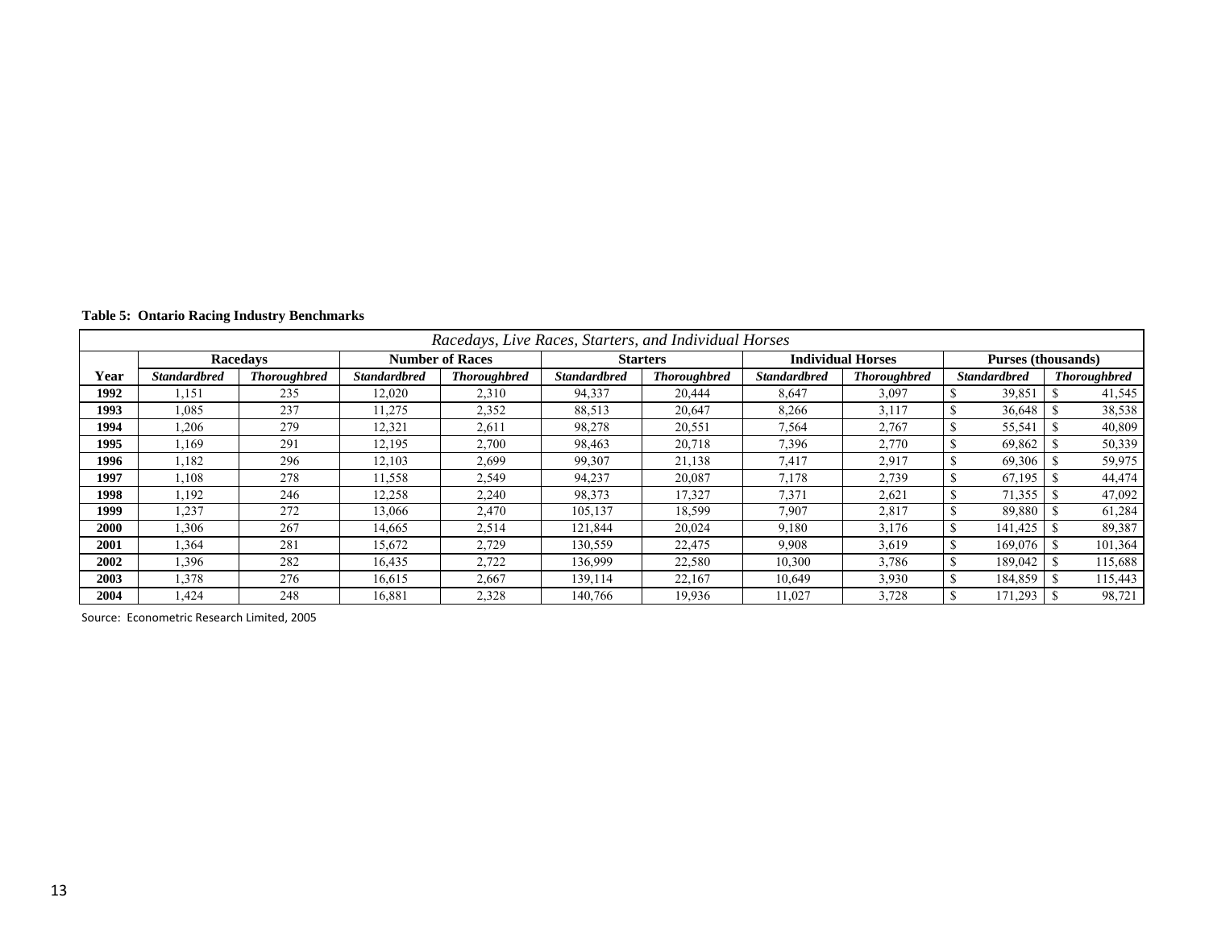**Table 5: Ontario Racing Industry Benchmarks**

| *Racedays, Live Races, Starters, and Individual Horses* | | | | | | | | | | | |
|---|---|---|---|---|---|---|---|---|---|---|---|
| | **Racedays** | | **Number of Races** | | **Starters** | | **Individual Horses** | | **Purses (thousands)** | |
| **Year** | ***Standardbred*** | ***Thoroughbred*** | ***Standardbred*** | ***Thoroughbred*** | ***Standardbred*** | ***Thoroughbred*** | ***Standardbred*** | ***Thoroughbred*** | ***Standardbred*** | ***Thoroughbred*** |
| **1992** | 1,151 | 235 | 12,020 | 2,310 | 94,337 | 20,444 | 8,647 | 3,097 | $ 39,851 | $ 41,545 |
| **1993** | 1,085 | 237 | 11,275 | 2,352 | 88,513 | 20,647 | 8,266 | 3,117 | $ 36,648 | $ 38,538 |
| **1994** | 1,206 | 279 | 12,321 | 2,611 | 98,278 | 20,551 | 7,564 | 2,767 | $ 55,541 | $ 40,809 |
| **1995** | 1,169 | 291 | 12,195 | 2,700 | 98,463 | 20,718 | 7,396 | 2,770 | $ 69,862 | $ 50,339 |
| **1996** | 1,182 | 296 | 12,103 | 2,699 | 99,307 | 21,138 | 7,417 | 2,917 | $ 69,306 | $ 59,975 |
| **1997** | 1,108 | 278 | 11,558 | 2,549 | 94,237 | 20,087 | 7,178 | 2,739 | $ 67,195 | $ 44,474 |
| **1998** | 1,192 | 246 | 12,258 | 2,240 | 98,373 | 17,327 | 7,371 | 2,621 | $ 71,355 | $ 47,092 |
| **1999** | 1,237 | 272 | 13,066 | 2,470 | 105,137 | 18,599 | 7,907 | 2,817 | $ 89,880 | $ 61,284 |
| **2000** | 1,306 | 267 | 14,665 | 2,514 | 121,844 | 20,024 | 9,180 | 3,176 | $ 141,425 | $ 89,387 |
| **2001** | 1,364 | 281 | 15,672 | 2,729 | 130,559 | 22,475 | 9,908 | 3,619 | $ 169,076 | $ 101,364 |
| **2002** | 1,396 | 282 | 16,435 | 2,722 | 136,999 | 22,580 | 10,300 | 3,786 | $ 189,042 | $ 115,688 |
| **2003** | 1,378 | 276 | 16,615 | 2,667 | 139,114 | 22,167 | 10,649 | 3,930 | $ 184,859 | $ 115,443 |
| **2004** | 1,424 | 248 | 16,881 | 2,328 | 140,766 | 19,936 | 11,027 | 3,728 | $ 171,293 | $ 98,721 |

Source: Econometric Research Limited, 2005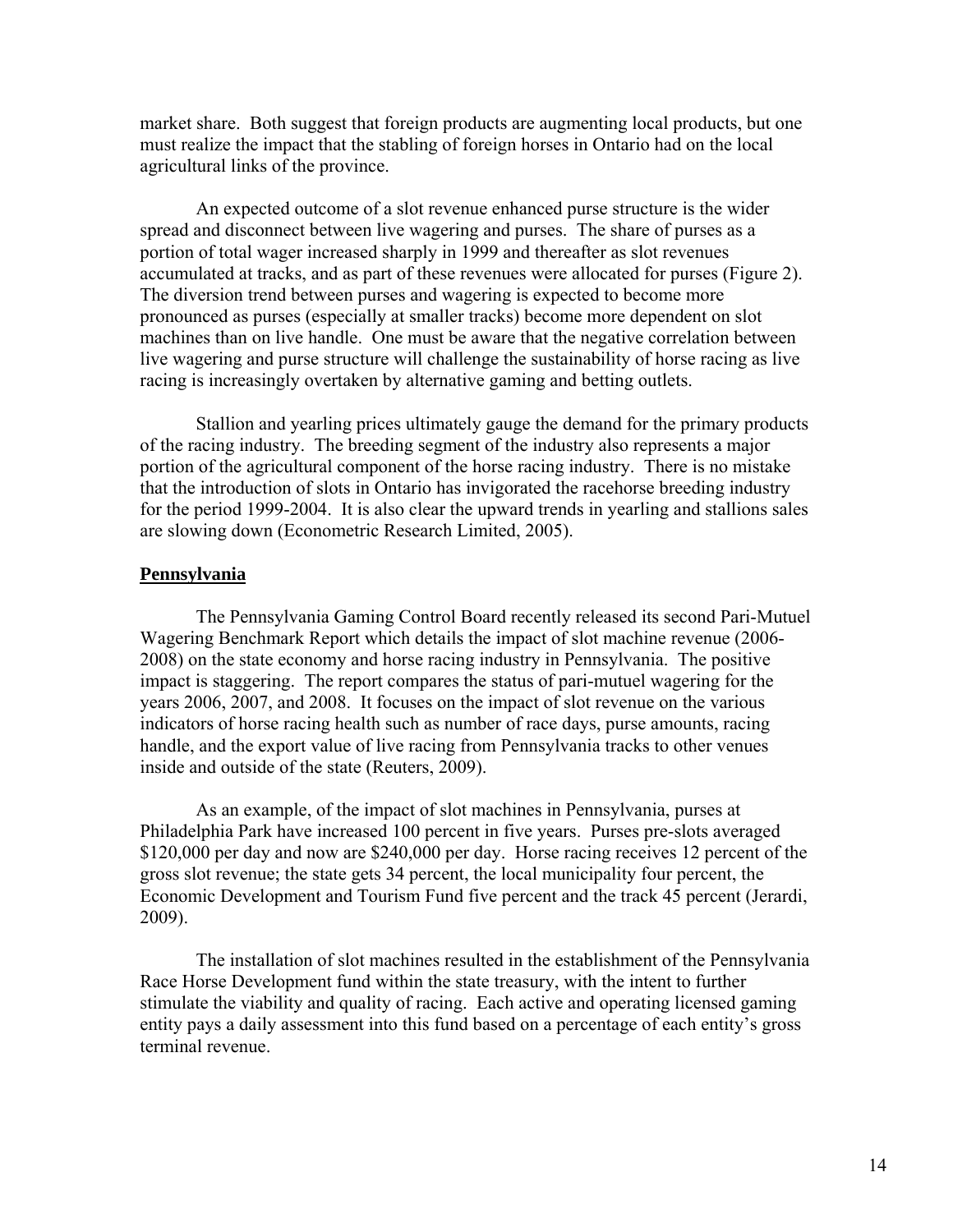market share. Both suggest that foreign products are augmenting local products, but one must realize the impact that the stabling of foreign horses in Ontario had on the local agricultural links of the province.

An expected outcome of a slot revenue enhanced purse structure is the wider spread and disconnect between live wagering and purses. The share of purses as a portion of total wager increased sharply in 1999 and thereafter as slot revenues accumulated at tracks, and as part of these revenues were allocated for purses (Figure 2). The diversion trend between purses and wagering is expected to become more pronounced as purses (especially at smaller tracks) become more dependent on slot machines than on live handle. One must be aware that the negative correlation between live wagering and purse structure will challenge the sustainability of horse racing as live racing is increasingly overtaken by alternative gaming and betting outlets.

Stallion and yearling prices ultimately gauge the demand for the primary products of the racing industry. The breeding segment of the industry also represents a major portion of the agricultural component of the horse racing industry. There is no mistake that the introduction of slots in Ontario has invigorated the racehorse breeding industry for the period 1999-2004. It is also clear the upward trends in yearling and stallions sales are slowing down (Econometric Research Limited, 2005).

## Pennsylvania

The Pennsylvania Gaming Control Board recently released its second Pari-Mutuel Wagering Benchmark Report which details the impact of slot machine revenue (2006-2008) on the state economy and horse racing industry in Pennsylvania. The positive impact is staggering. The report compares the status of pari-mutuel wagering for the years 2006, 2007, and 2008. It focuses on the impact of slot revenue on the various indicators of horse racing health such as number of race days, purse amounts, racing handle, and the export value of live racing from Pennsylvania tracks to other venues inside and outside of the state (Reuters, 2009).

As an example, of the impact of slot machines in Pennsylvania, purses at Philadelphia Park have increased 100 percent in five years. Purses pre-slots averaged $120,000 per day and now are $240,000 per day. Horse racing receives 12 percent of the gross slot revenue; the state gets 34 percent, the local municipality four percent, the Economic Development and Tourism Fund five percent and the track 45 percent (Jerardi, 2009).

The installation of slot machines resulted in the establishment of the Pennsylvania Race Horse Development fund within the state treasury, with the intent to further stimulate the viability and quality of racing. Each active and operating licensed gaming entity pays a daily assessment into this fund based on a percentage of each entity's gross terminal revenue.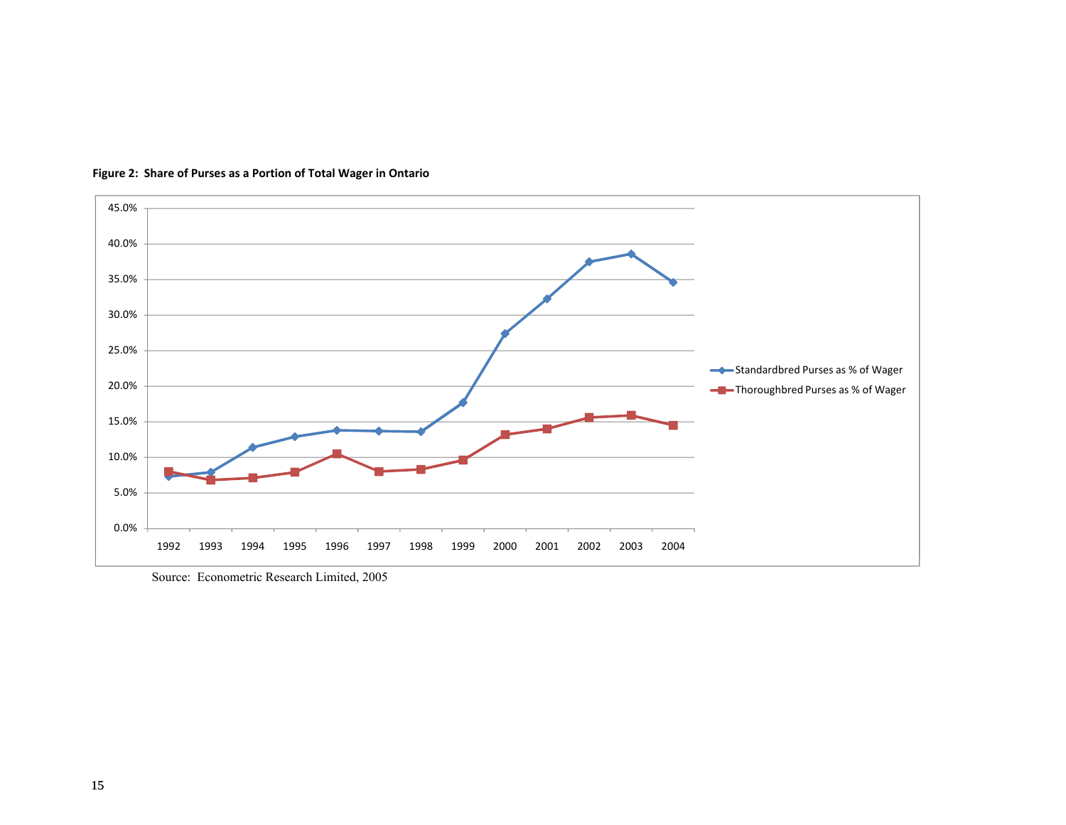**Figure 2: Share of Purses as a Portion of Total Wager in Ontario**

Source: Econometric Research Limited, 2005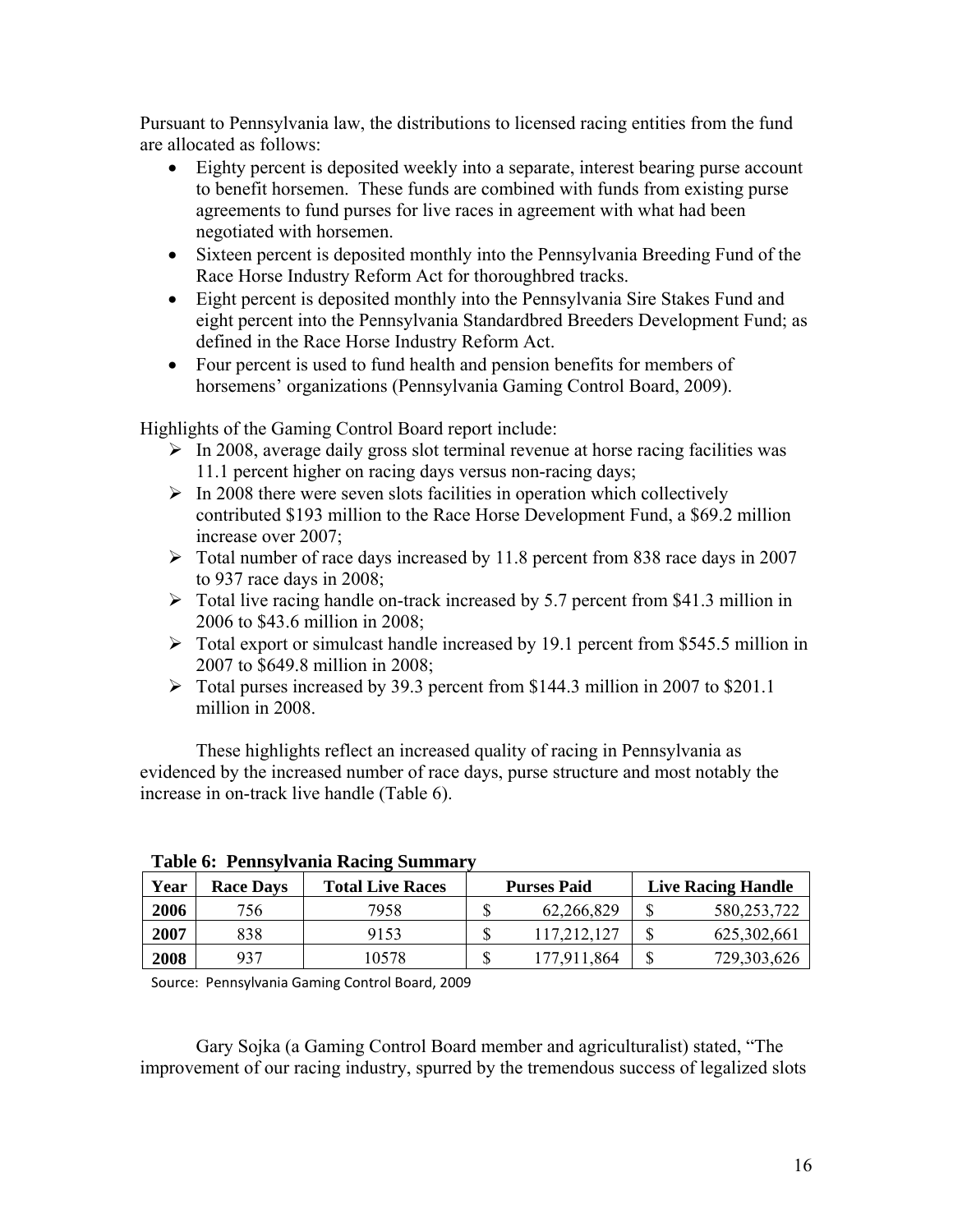Pursuant to Pennsylvania law, the distributions to licensed racing entities from the fund are allocated as follows:

- Eighty percent is deposited weekly into a separate, interest bearing purse account to benefit horsemen. These funds are combined with funds from existing purse agreements to fund purses for live races in agreement with what had been negotiated with horsemen.
- Sixteen percent is deposited monthly into the Pennsylvania Breeding Fund of the Race Horse Industry Reform Act for thoroughbred tracks.
- Eight percent is deposited monthly into the Pennsylvania Sire Stakes Fund and eight percent into the Pennsylvania Standardbred Breeders Development Fund; as defined in the Race Horse Industry Reform Act.
- Four percent is used to fund health and pension benefits for members of horsemens' organizations (Pennsylvania Gaming Control Board, 2009).

Highlights of the Gaming Control Board report include:

- In 2008, average daily gross slot terminal revenue at horse racing facilities was 11.1 percent higher on racing days versus non-racing days;
- In 2008 there were seven slots facilities in operation which collectively contributed $193 million to the Race Horse Development Fund, a $69.2 million increase over 2007;
- Total number of race days increased by 11.8 percent from 838 race days in 2007 to 937 race days in 2008;
- Total live racing handle on-track increased by 5.7 percent from $41.3 million in 2006 to $43.6 million in 2008;
- Total export or simulcast handle increased by 19.1 percent from $545.5 million in 2007 to $649.8 million in 2008;
- Total purses increased by 39.3 percent from $144.3 million in 2007 to $201.1 million in 2008.

These highlights reflect an increased quality of racing in Pennsylvania as evidenced by the increased number of race days, purse structure and most notably the increase in on-track live handle (Table 6).

**Table 6: Pennsylvania Racing Summary**

| Year | Race Days | Total Live Races | Purses Paid | Live Racing Handle |
|---|---|---|---|---|
| **2006** | 756 | 7958 | $ 62,266,829 | $ 580,253,722 |
| **2007** | 838 | 9153 | $ 117,212,127 | $ 625,302,661 |
| **2008** | 937 | 10578 | $ 177,911,864 | $ 729,303,626 |

Source: Pennsylvania Gaming Control Board, 2009

Gary Sojka (a Gaming Control Board member and agriculturalist) stated, "The improvement of our racing industry, spurred by the tremendous success of legalized slots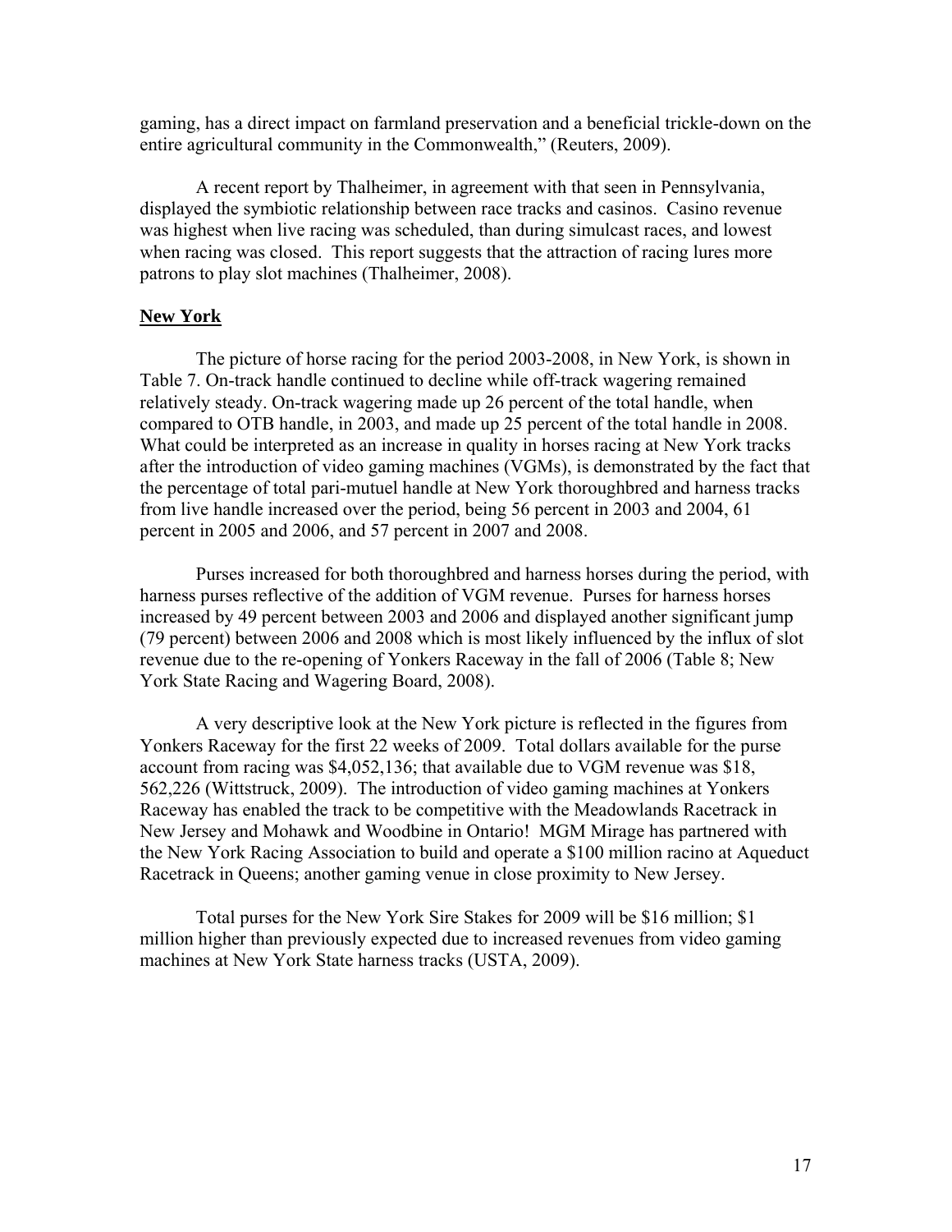gaming, has a direct impact on farmland preservation and a beneficial trickle-down on the entire agricultural community in the Commonwealth," (Reuters, 2009).

A recent report by Thalheimer, in agreement with that seen in Pennsylvania, displayed the symbiotic relationship between race tracks and casinos. Casino revenue was highest when live racing was scheduled, than during simulcast races, and lowest when racing was closed. This report suggests that the attraction of racing lures more patrons to play slot machines (Thalheimer, 2008).

## New York

The picture of horse racing for the period 2003-2008, in New York, is shown in Table 7. On-track handle continued to decline while off-track wagering remained relatively steady. On-track wagering made up 26 percent of the total handle, when compared to OTB handle, in 2003, and made up 25 percent of the total handle in 2008. What could be interpreted as an increase in quality in horses racing at New York tracks after the introduction of video gaming machines (VGMs), is demonstrated by the fact that the percentage of total pari-mutuel handle at New York thoroughbred and harness tracks from live handle increased over the period, being 56 percent in 2003 and 2004, 61 percent in 2005 and 2006, and 57 percent in 2007 and 2008.

Purses increased for both thoroughbred and harness horses during the period, with harness purses reflective of the addition of VGM revenue. Purses for harness horses increased by 49 percent between 2003 and 2006 and displayed another significant jump (79 percent) between 2006 and 2008 which is most likely influenced by the influx of slot revenue due to the re-opening of Yonkers Raceway in the fall of 2006 (Table 8; New York State Racing and Wagering Board, 2008).

A very descriptive look at the New York picture is reflected in the figures from Yonkers Raceway for the first 22 weeks of 2009. Total dollars available for the purse account from racing was $4,052,136; that available due to VGM revenue was $18, 562,226 (Wittstruck, 2009). The introduction of video gaming machines at Yonkers Raceway has enabled the track to be competitive with the Meadowlands Racetrack in New Jersey and Mohawk and Woodbine in Ontario! MGM Mirage has partnered with the New York Racing Association to build and operate a $100 million racino at Aqueduct Racetrack in Queens; another gaming venue in close proximity to New Jersey.

Total purses for the New York Sire Stakes for 2009 will be $16 million; $1 million higher than previously expected due to increased revenues from video gaming machines at New York State harness tracks (USTA, 2009).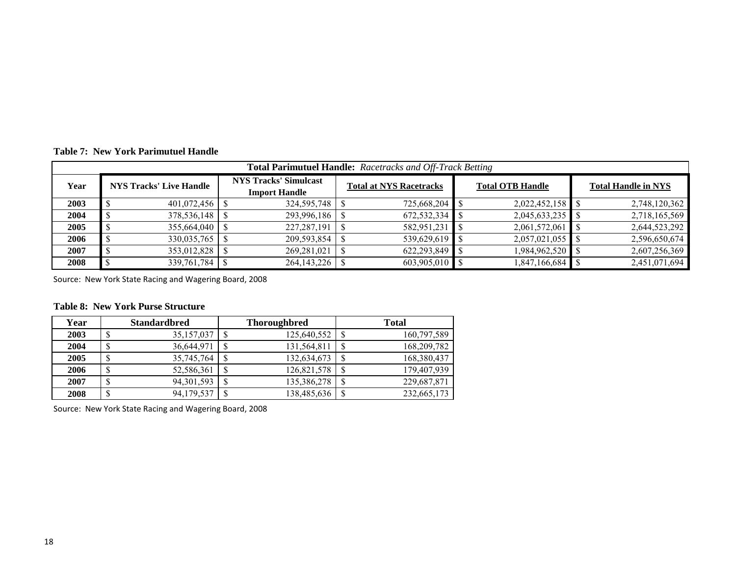**Table 7: New York Parimutuel Handle**

| Total Parimutuel Handle: *Racetracks and Off-Track Betting* | | | | | |
|---|---|---|---|---|---|
| Year | NYS Tracks' Live Handle | NYS Tracks' Simulcast Import Handle | Total at NYS Racetracks | Total OTB Handle | Total Handle in NYS |
| 2003 | $ 401,072,456 | $ 324,595,748 | $ 725,668,204 | $ 2,022,452,158 | $ 2,748,120,362 |
| 2004 | $ 378,536,148 | $ 293,996,186 | $ 672,532,334 | $ 2,045,633,235 | $ 2,718,165,569 |
| 2005 | $ 355,664,040 | $ 227,287,191 | $ 582,951,231 | $ 2,061,572,061 | $ 2,644,523,292 |
| 2006 | $ 330,035,765 | $ 209,593,854 | $ 539,629,619 | $ 2,057,021,055 | $ 2,596,650,674 |
| 2007 | $ 353,012,828 | $ 269,281,021 | $ 622,293,849 | $ 1,984,962,520 | $ 2,607,256,369 |
| 2008 | $ 339,761,784 | $ 264,143,226 | $ 603,905,010 | $ 1,847,166,684 | $ 2,451,071,694 |

Source: New York State Racing and Wagering Board, 2008

**Table 8: New York Purse Structure**

| Year | Standardbred | Thoroughbred | Total |
|---|---|---|---|
| 2003 | $ 35,157,037 | $ 125,640,552 | $ 160,797,589 |
| 2004 | $ 36,644,971 | $ 131,564,811 | $ 168,209,782 |
| 2005 | $ 35,745,764 | $ 132,634,673 | $ 168,380,437 |
| 2006 | $ 52,586,361 | $ 126,821,578 | $ 179,407,939 |
| 2007 | $ 94,301,593 | $ 135,386,278 | $ 229,687,871 |
| 2008 | $ 94,179,537 | $ 138,485,636 | $ 232,665,173 |

Source: New York State Racing and Wagering Board, 2008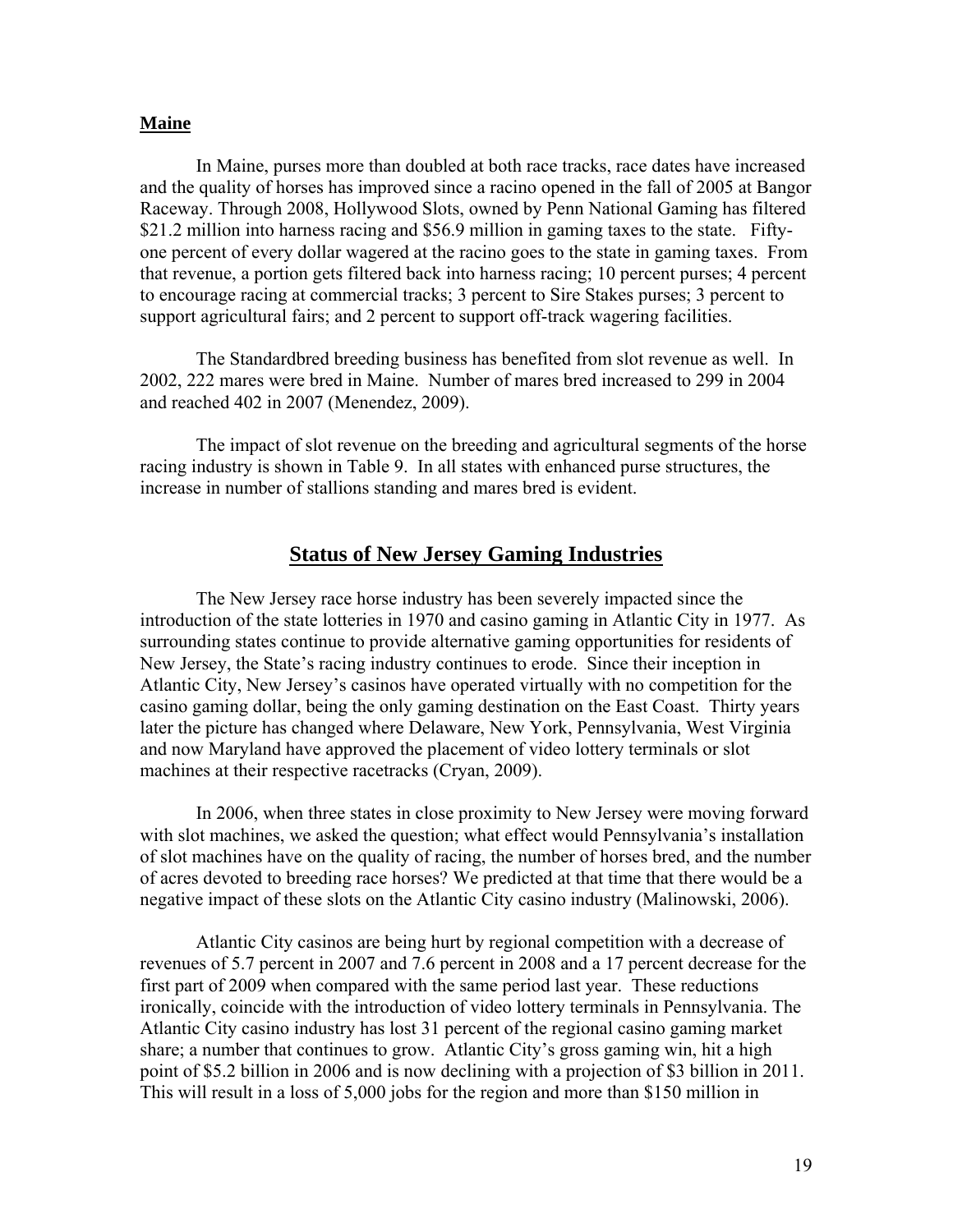**Maine**

In Maine, purses more than doubled at both race tracks, race dates have increased and the quality of horses has improved since a racino opened in the fall of 2005 at Bangor Raceway. Through 2008, Hollywood Slots, owned by Penn National Gaming has filtered \$21.2 million into harness racing and \$56.9 million in gaming taxes to the state. Fifty-one percent of every dollar wagered at the racino goes to the state in gaming taxes. From that revenue, a portion gets filtered back into harness racing; 10 percent purses; 4 percent to encourage racing at commercial tracks; 3 percent to Sire Stakes purses; 3 percent to support agricultural fairs; and 2 percent to support off-track wagering facilities.

The Standardbred breeding business has benefited from slot revenue as well. In 2002, 222 mares were bred in Maine. Number of mares bred increased to 299 in 2004 and reached 402 in 2007 (Menendez, 2009).

The impact of slot revenue on the breeding and agricultural segments of the horse racing industry is shown in Table 9. In all states with enhanced purse structures, the increase in number of stallions standing and mares bred is evident.

## Status of New Jersey Gaming Industries

The New Jersey race horse industry has been severely impacted since the introduction of the state lotteries in 1970 and casino gaming in Atlantic City in 1977. As surrounding states continue to provide alternative gaming opportunities for residents of New Jersey, the State's racing industry continues to erode. Since their inception in Atlantic City, New Jersey's casinos have operated virtually with no competition for the casino gaming dollar, being the only gaming destination on the East Coast. Thirty years later the picture has changed where Delaware, New York, Pennsylvania, West Virginia and now Maryland have approved the placement of video lottery terminals or slot machines at their respective racetracks (Cryan, 2009).

In 2006, when three states in close proximity to New Jersey were moving forward with slot machines, we asked the question; what effect would Pennsylvania's installation of slot machines have on the quality of racing, the number of horses bred, and the number of acres devoted to breeding race horses? We predicted at that time that there would be a negative impact of these slots on the Atlantic City casino industry (Malinowski, 2006).

Atlantic City casinos are being hurt by regional competition with a decrease of revenues of 5.7 percent in 2007 and 7.6 percent in 2008 and a 17 percent decrease for the first part of 2009 when compared with the same period last year. These reductions ironically, coincide with the introduction of video lottery terminals in Pennsylvania. The Atlantic City casino industry has lost 31 percent of the regional casino gaming market share; a number that continues to grow. Atlantic City's gross gaming win, hit a high point of \$5.2 billion in 2006 and is now declining with a projection of \$3 billion in 2011. This will result in a loss of 5,000 jobs for the region and more than \$150 million in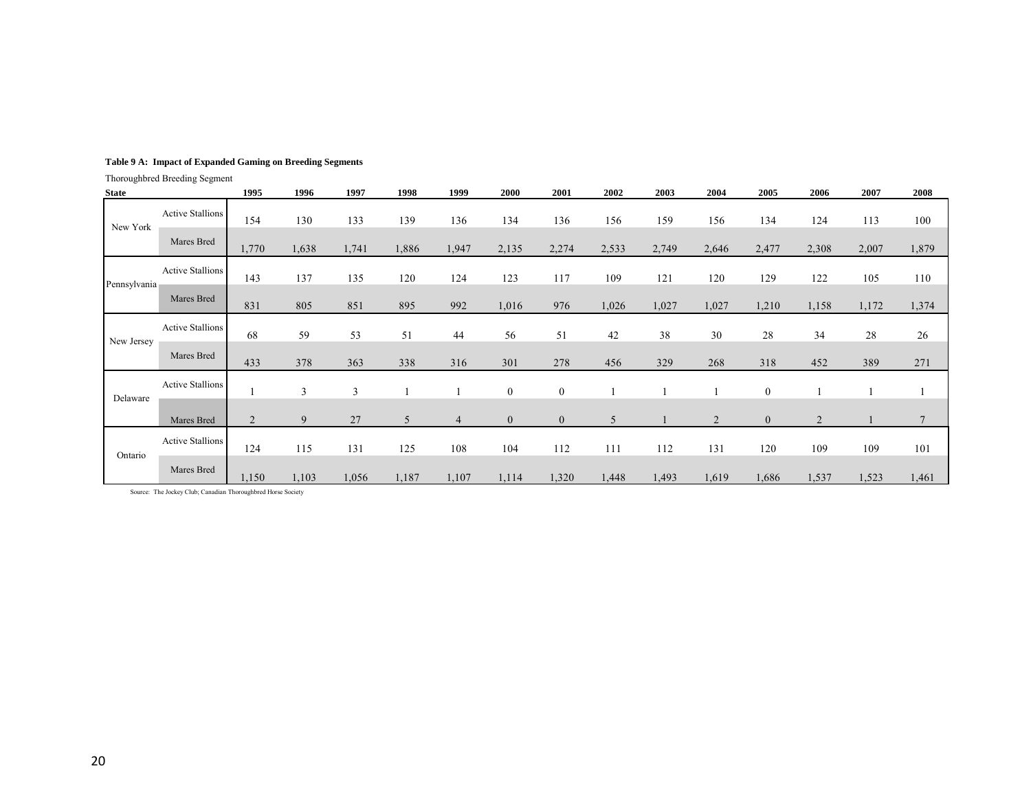**Table 9 A: Impact of Expanded Gaming on Breeding Segments**

Thoroughbred Breeding Segment

| State | | 1995 | 1996 | 1997 | 1998 | 1999 | 2000 | 2001 | 2002 | 2003 | 2004 | 2005 | 2006 | 2007 | 2008 |
|---|---|---|---|---|---|---|---|---|---|---|---|---|---|---|---|
| New York | Active Stallions | 154 | 130 | 133 | 139 | 136 | 134 | 136 | 156 | 159 | 156 | 134 | 124 | 113 | 100 |
| | Mares Bred | 1,770 | 1,638 | 1,741 | 1,886 | 1,947 | 2,135 | 2,274 | 2,533 | 2,749 | 2,646 | 2,477 | 2,308 | 2,007 | 1,879 |
| Pennsylvania | Active Stallions | 143 | 137 | 135 | 120 | 124 | 123 | 117 | 109 | 121 | 120 | 129 | 122 | 105 | 110 |
| | Mares Bred | 831 | 805 | 851 | 895 | 992 | 1,016 | 976 | 1,026 | 1,027 | 1,027 | 1,210 | 1,158 | 1,172 | 1,374 |
| New Jersey | Active Stallions | 68 | 59 | 53 | 51 | 44 | 56 | 51 | 42 | 38 | 30 | 28 | 34 | 28 | 26 |
| | Mares Bred | 433 | 378 | 363 | 338 | 316 | 301 | 278 | 456 | 329 | 268 | 318 | 452 | 389 | 271 |
| Delaware | Active Stallions | 1 | 3 | 3 | 1 | 1 | 0 | 0 | 1 | 1 | 1 | 0 | 1 | 1 | 1 |
| | Mares Bred | 2 | 9 | 27 | 5 | 4 | 0 | 0 | 5 | 1 | 2 | 0 | 2 | 1 | 7 |
| Ontario | Active Stallions | 124 | 115 | 131 | 125 | 108 | 104 | 112 | 111 | 112 | 131 | 120 | 109 | 109 | 101 |
| | Mares Bred | 1,150 | 1,103 | 1,056 | 1,187 | 1,107 | 1,114 | 1,320 | 1,448 | 1,493 | 1,619 | 1,686 | 1,537 | 1,523 | 1,461 |

Source: The Jockey Club; Canadian Thoroughbred Horse Society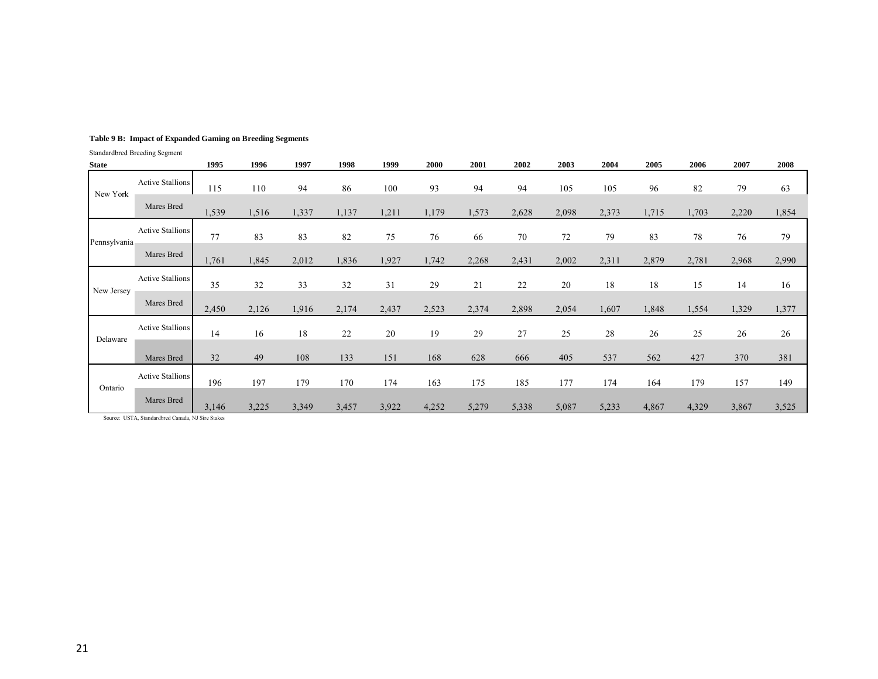**Table 9 B: Impact of Expanded Gaming on Breeding Segments**

Standardbred Breeding Segment

| State | | 1995 | 1996 | 1997 | 1998 | 1999 | 2000 | 2001 | 2002 | 2003 | 2004 | 2005 | 2006 | 2007 | 2008 |
|---|---|---|---|---|---|---|---|---|---|---|---|---|---|---|---|
| New York | Active Stallions | 115 | 110 | 94 | 86 | 100 | 93 | 94 | 94 | 105 | 105 | 96 | 82 | 79 | 63 |
| | Mares Bred | 1,539 | 1,516 | 1,337 | 1,137 | 1,211 | 1,179 | 1,573 | 2,628 | 2,098 | 2,373 | 1,715 | 1,703 | 2,220 | 1,854 |
| Pennsylvania | Active Stallions | 77 | 83 | 83 | 82 | 75 | 76 | 66 | 70 | 72 | 79 | 83 | 78 | 76 | 79 |
| | Mares Bred | 1,761 | 1,845 | 2,012 | 1,836 | 1,927 | 1,742 | 2,268 | 2,431 | 2,002 | 2,311 | 2,879 | 2,781 | 2,968 | 2,990 |
| New Jersey | Active Stallions | 35 | 32 | 33 | 32 | 31 | 29 | 21 | 22 | 20 | 18 | 18 | 15 | 14 | 16 |
| | Mares Bred | 2,450 | 2,126 | 1,916 | 2,174 | 2,437 | 2,523 | 2,374 | 2,898 | 2,054 | 1,607 | 1,848 | 1,554 | 1,329 | 1,377 |
| Delaware | Active Stallions | 14 | 16 | 18 | 22 | 20 | 19 | 29 | 27 | 25 | 28 | 26 | 25 | 26 | 26 |
| | Mares Bred | 32 | 49 | 108 | 133 | 151 | 168 | 628 | 666 | 405 | 537 | 562 | 427 | 370 | 381 |
| Ontario | Active Stallions | 196 | 197 | 179 | 170 | 174 | 163 | 175 | 185 | 177 | 174 | 164 | 179 | 157 | 149 |
| | Mares Bred | 3,146 | 3,225 | 3,349 | 3,457 | 3,922 | 4,252 | 5,279 | 5,338 | 5,087 | 5,233 | 4,867 | 4,329 | 3,867 | 3,525 |

Source: USTA, Standardbred Canada, NJ Sire Stakes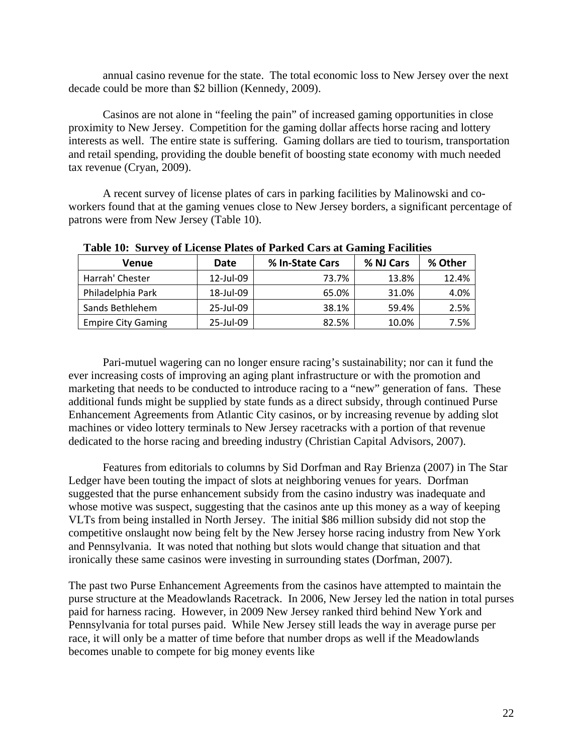annual casino revenue for the state. The total economic loss to New Jersey over the next decade could be more than $2 billion (Kennedy, 2009).

Casinos are not alone in "feeling the pain" of increased gaming opportunities in close proximity to New Jersey. Competition for the gaming dollar affects horse racing and lottery interests as well. The entire state is suffering. Gaming dollars are tied to tourism, transportation and retail spending, providing the double benefit of boosting state economy with much needed tax revenue (Cryan, 2009).

A recent survey of license plates of cars in parking facilities by Malinowski and co-workers found that at the gaming venues close to New Jersey borders, a significant percentage of patrons were from New Jersey (Table 10).

**Table 10: Survey of License Plates of Parked Cars at Gaming Facilities**

| Venue | Date | % In-State Cars | % NJ Cars | % Other |
|---|---|---|---|---|
| Harrah' Chester | 12-Jul-09 | 73.7% | 13.8% | 12.4% |
| Philadelphia Park | 18-Jul-09 | 65.0% | 31.0% | 4.0% |
| Sands Bethlehem | 25-Jul-09 | 38.1% | 59.4% | 2.5% |
| Empire City Gaming | 25-Jul-09 | 82.5% | 10.0% | 7.5% |

Pari-mutuel wagering can no longer ensure racing's sustainability; nor can it fund the ever increasing costs of improving an aging plant infrastructure or with the promotion and marketing that needs to be conducted to introduce racing to a "new" generation of fans. These additional funds might be supplied by state funds as a direct subsidy, through continued Purse Enhancement Agreements from Atlantic City casinos, or by increasing revenue by adding slot machines or video lottery terminals to New Jersey racetracks with a portion of that revenue dedicated to the horse racing and breeding industry (Christian Capital Advisors, 2007).

Features from editorials to columns by Sid Dorfman and Ray Brienza (2007) in The Star Ledger have been touting the impact of slots at neighboring venues for years. Dorfman suggested that the purse enhancement subsidy from the casino industry was inadequate and whose motive was suspect, suggesting that the casinos ante up this money as a way of keeping VLTs from being installed in North Jersey. The initial $86 million subsidy did not stop the competitive onslaught now being felt by the New Jersey horse racing industry from New York and Pennsylvania. It was noted that nothing but slots would change that situation and that ironically these same casinos were investing in surrounding states (Dorfman, 2007).

The past two Purse Enhancement Agreements from the casinos have attempted to maintain the purse structure at the Meadowlands Racetrack. In 2006, New Jersey led the nation in total purses paid for harness racing. However, in 2009 New Jersey ranked third behind New York and Pennsylvania for total purses paid. While New Jersey still leads the way in average purse per race, it will only be a matter of time before that number drops as well if the Meadowlands becomes unable to compete for big money events like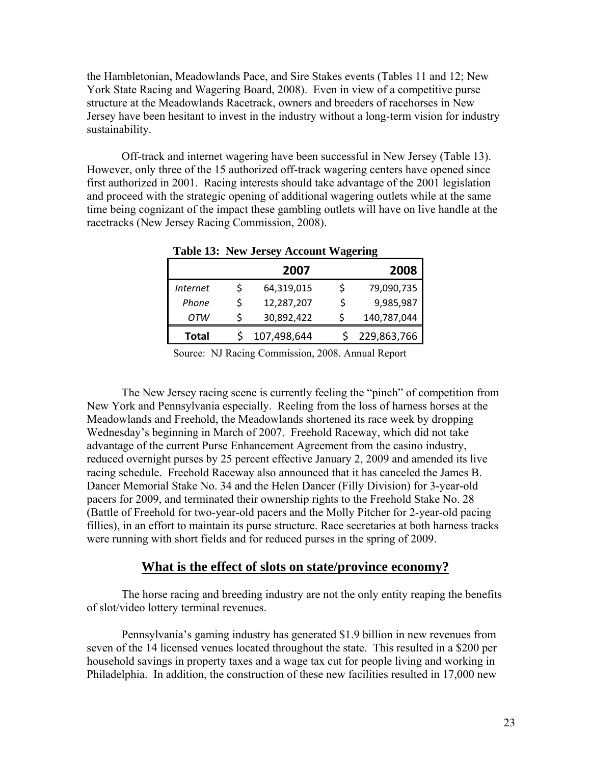the Hambletonian, Meadowlands Pace, and Sire Stakes events (Tables 11 and 12; New York State Racing and Wagering Board, 2008). Even in view of a competitive purse structure at the Meadowlands Racetrack, owners and breeders of racehorses in New Jersey have been hesitant to invest in the industry without a long-term vision for industry sustainability.

Off-track and internet wagering have been successful in New Jersey (Table 13). However, only three of the 15 authorized off-track wagering centers have opened since first authorized in 2001. Racing interests should take advantage of the 2001 legislation and proceed with the strategic opening of additional wagering outlets while at the same time being cognizant of the impact these gambling outlets will have on live handle at the racetracks (New Jersey Racing Commission, 2008).

**Table 13: New Jersey Account Wagering**

| | 2007 | 2008 |
|---|---|---|
| *Internet* | $ 64,319,015 | $ 79,090,735 |
| *Phone* | $ 12,287,207 | $ 9,985,987 |
| *OTW* | $ 30,892,422 | $ 140,787,044 |
| **Total** | $ 107,498,644 | $ 229,863,766 |

Source: NJ Racing Commission, 2008. Annual Report

The New Jersey racing scene is currently feeling the "pinch" of competition from New York and Pennsylvania especially. Reeling from the loss of harness horses at the Meadowlands and Freehold, the Meadowlands shortened its race week by dropping Wednesday's beginning in March of 2007. Freehold Raceway, which did not take advantage of the current Purse Enhancement Agreement from the casino industry, reduced overnight purses by 25 percent effective January 2, 2009 and amended its live racing schedule. Freehold Raceway also announced that it has canceled the James B. Dancer Memorial Stake No. 34 and the Helen Dancer (Filly Division) for 3-year-old pacers for 2009, and terminated their ownership rights to the Freehold Stake No. 28 (Battle of Freehold for two-year-old pacers and the Molly Pitcher for 2-year-old pacing fillies), in an effort to maintain its purse structure. Race secretaries at both harness tracks were running with short fields and for reduced purses in the spring of 2009.

## What is the effect of slots on state/province economy?

The horse racing and breeding industry are not the only entity reaping the benefits of slot/video lottery terminal revenues.

Pennsylvania's gaming industry has generated $1.9 billion in new revenues from seven of the 14 licensed venues located throughout the state. This resulted in a $200 per household savings in property taxes and a wage tax cut for people living and working in Philadelphia. In addition, the construction of these new facilities resulted in 17,000 new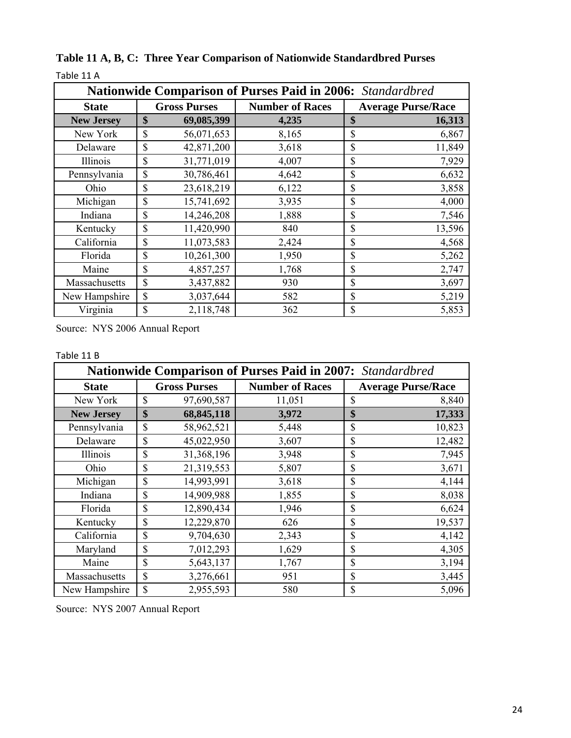**Table 11 A, B, C: Three Year Comparison of Nationwide Standardbred Purses**

Table 11 A

| **Nationwide Comparison of Purses Paid in 2006:** *Standardbred* | | | |
|---|---|---|---|
| **State** | **Gross Purses** | **Number of Races** | **Average Purse/Race** |
| **New Jersey** | **$ 69,085,399** | **4,235** | **$ 16,313** |
| New York | $ 56,071,653 | 8,165 | $ 6,867 |
| Delaware | $ 42,871,200 | 3,618 | $ 11,849 |
| Illinois | $ 31,771,019 | 4,007 | $ 7,929 |
| Pennsylvania | $ 30,786,461 | 4,642 | $ 6,632 |
| Ohio | $ 23,618,219 | 6,122 | $ 3,858 |
| Michigan | $ 15,741,692 | 3,935 | $ 4,000 |
| Indiana | $ 14,246,208 | 1,888 | $ 7,546 |
| Kentucky | $ 11,420,990 | 840 | $ 13,596 |
| California | $ 11,073,583 | 2,424 | $ 4,568 |
| Florida | $ 10,261,300 | 1,950 | $ 5,262 |
| Maine | $ 4,857,257 | 1,768 | $ 2,747 |
| Massachusetts | $ 3,437,882 | 930 | $ 3,697 |
| New Hampshire | $ 3,037,644 | 582 | $ 5,219 |
| Virginia | $ 2,118,748 | 362 | $ 5,853 |

Source: NYS 2006 Annual Report

Table 11 B

| **Nationwide Comparison of Purses Paid in 2007:** *Standardbred* | | | |
|---|---|---|---|
| **State** | **Gross Purses** | **Number of Races** | **Average Purse/Race** |
| New York | $ 97,690,587 | 11,051 | $ 8,840 |
| **New Jersey** | **$ 68,845,118** | **3,972** | **$ 17,333** |
| Pennsylvania | $ 58,962,521 | 5,448 | $ 10,823 |
| Delaware | $ 45,022,950 | 3,607 | $ 12,482 |
| Illinois | $ 31,368,196 | 3,948 | $ 7,945 |
| Ohio | $ 21,319,553 | 5,807 | $ 3,671 |
| Michigan | $ 14,993,991 | 3,618 | $ 4,144 |
| Indiana | $ 14,909,988 | 1,855 | $ 8,038 |
| Florida | $ 12,890,434 | 1,946 | $ 6,624 |
| Kentucky | $ 12,229,870 | 626 | $ 19,537 |
| California | $ 9,704,630 | 2,343 | $ 4,142 |
| Maryland | $ 7,012,293 | 1,629 | $ 4,305 |
| Maine | $ 5,643,137 | 1,767 | $ 3,194 |
| Massachusetts | $ 3,276,661 | 951 | $ 3,445 |
| New Hampshire | $ 2,955,593 | 580 | $ 5,096 |

Source: NYS 2007 Annual Report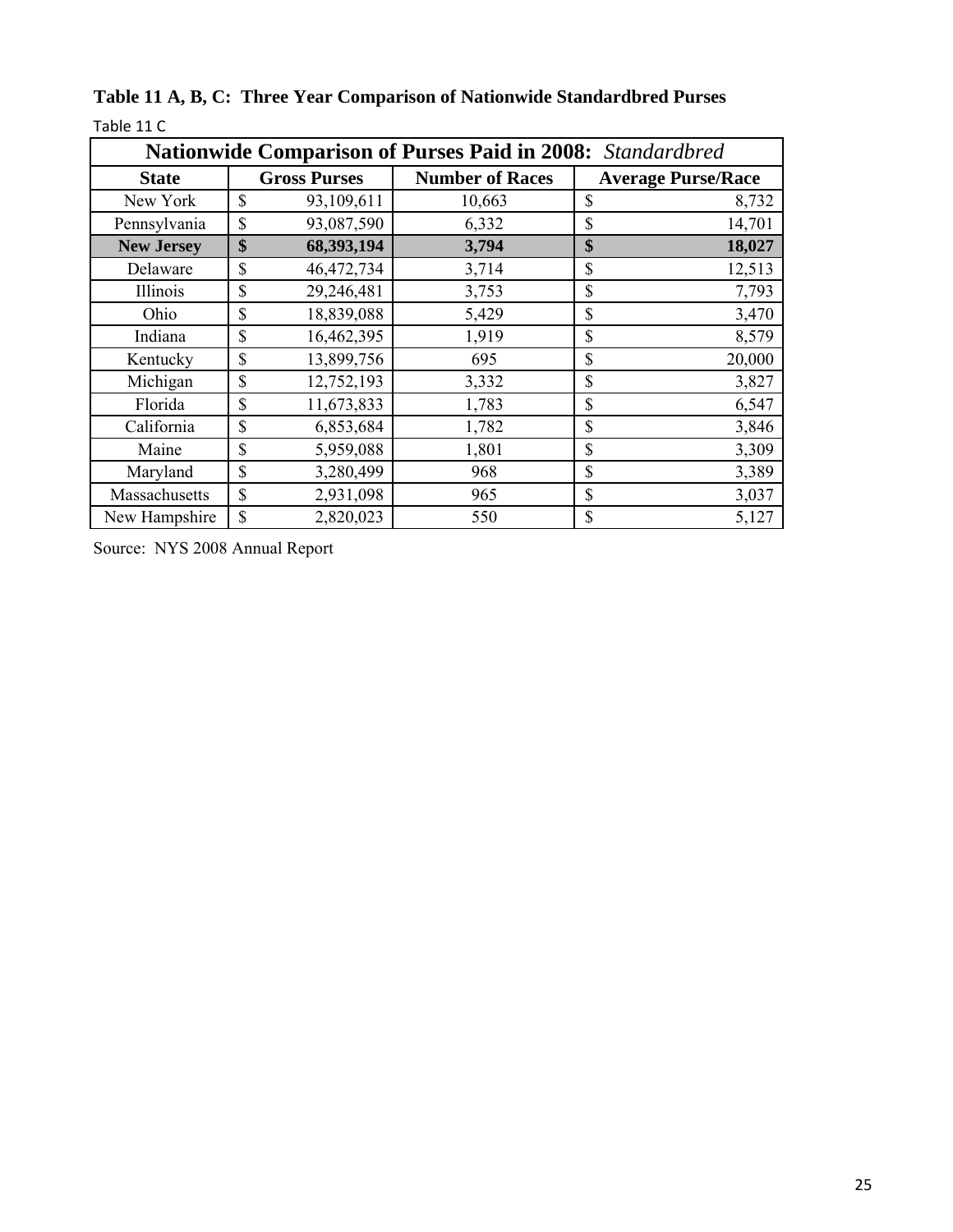**Table 11 A, B, C: Three Year Comparison of Nationwide Standardbred Purses**

Table 11 C

| **Nationwide Comparison of Purses Paid in 2008:** *Standardbred* | | | |
|---|---|---|---|
| **State** | **Gross Purses** | **Number of Races** | **Average Purse/Race** |
| New York | $ 93,109,611 | 10,663 | $ 8,732 |
| Pennsylvania | $ 93,087,590 | 6,332 | $ 14,701 |
| **New Jersey** | **$ 68,393,194** | **3,794** | **$ 18,027** |
| Delaware | $ 46,472,734 | 3,714 | $ 12,513 |
| Illinois | $ 29,246,481 | 3,753 | $ 7,793 |
| Ohio | $ 18,839,088 | 5,429 | $ 3,470 |
| Indiana | $ 16,462,395 | 1,919 | $ 8,579 |
| Kentucky | $ 13,899,756 | 695 | $ 20,000 |
| Michigan | $ 12,752,193 | 3,332 | $ 3,827 |
| Florida | $ 11,673,833 | 1,783 | $ 6,547 |
| California | $ 6,853,684 | 1,782 | $ 3,846 |
| Maine | $ 5,959,088 | 1,801 | $ 3,309 |
| Maryland | $ 3,280,499 | 968 | $ 3,389 |
| Massachusetts | $ 2,931,098 | 965 | $ 3,037 |
| New Hampshire | $ 2,820,023 | 550 | $ 5,127 |

Source: NYS 2008 Annual Report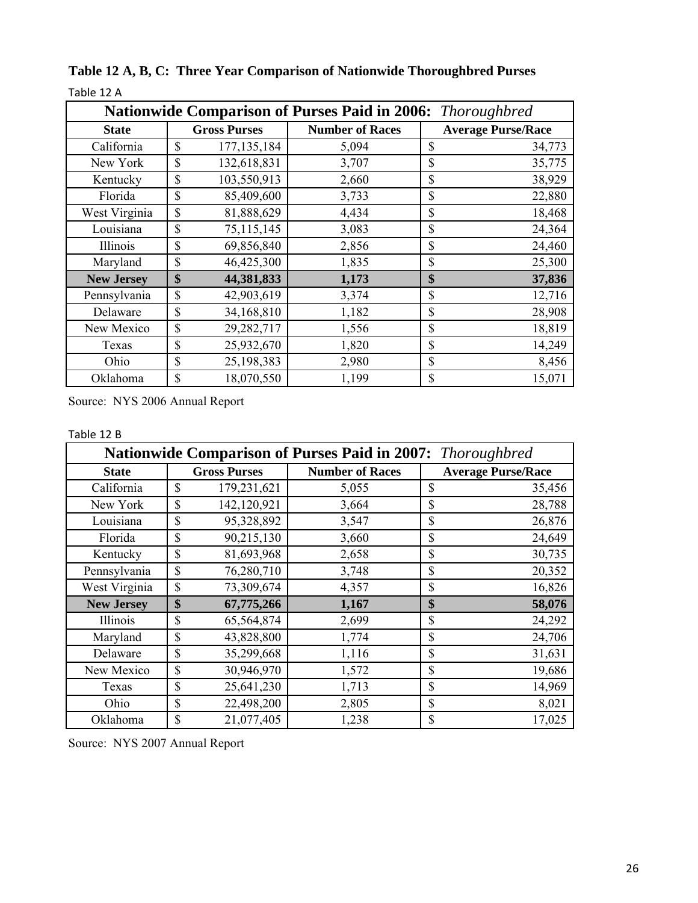**Table 12 A, B, C: Three Year Comparison of Nationwide Thoroughbred Purses**

Table 12 A

| **Nationwide Comparison of Purses Paid in 2006:** *Thoroughbred* | | | |
|---|---|---|---|
| **State** | **Gross Purses** | **Number of Races** | **Average Purse/Race** |
| California | $ 177,135,184 | 5,094 | $ 34,773 |
| New York | $ 132,618,831 | 3,707 | $ 35,775 |
| Kentucky | $ 103,550,913 | 2,660 | $ 38,929 |
| Florida | $ 85,409,600 | 3,733 | $ 22,880 |
| West Virginia | $ 81,888,629 | 4,434 | $ 18,468 |
| Louisiana | $ 75,115,145 | 3,083 | $ 24,364 |
| Illinois | $ 69,856,840 | 2,856 | $ 24,460 |
| Maryland | $ 46,425,300 | 1,835 | $ 25,300 |
| **New Jersey** | **$ 44,381,833** | **1,173** | **$ 37,836** |
| Pennsylvania | $ 42,903,619 | 3,374 | $ 12,716 |
| Delaware | $ 34,168,810 | 1,182 | $ 28,908 |
| New Mexico | $ 29,282,717 | 1,556 | $ 18,819 |
| Texas | $ 25,932,670 | 1,820 | $ 14,249 |
| Ohio | $ 25,198,383 | 2,980 | $ 8,456 |
| Oklahoma | $ 18,070,550 | 1,199 | $ 15,071 |

Source: NYS 2006 Annual Report

Table 12 B

| **Nationwide Comparison of Purses Paid in 2007:** *Thoroughbred* | | | |
|---|---|---|---|
| **State** | **Gross Purses** | **Number of Races** | **Average Purse/Race** |
| California | $ 179,231,621 | 5,055 | $ 35,456 |
| New York | $ 142,120,921 | 3,664 | $ 28,788 |
| Louisiana | $ 95,328,892 | 3,547 | $ 26,876 |
| Florida | $ 90,215,130 | 3,660 | $ 24,649 |
| Kentucky | $ 81,693,968 | 2,658 | $ 30,735 |
| Pennsylvania | $ 76,280,710 | 3,748 | $ 20,352 |
| West Virginia | $ 73,309,674 | 4,357 | $ 16,826 |
| **New Jersey** | **$ 67,775,266** | **1,167** | **$ 58,076** |
| Illinois | $ 65,564,874 | 2,699 | $ 24,292 |
| Maryland | $ 43,828,800 | 1,774 | $ 24,706 |
| Delaware | $ 35,299,668 | 1,116 | $ 31,631 |
| New Mexico | $ 30,946,970 | 1,572 | $ 19,686 |
| Texas | $ 25,641,230 | 1,713 | $ 14,969 |
| Ohio | $ 22,498,200 | 2,805 | $ 8,021 |
| Oklahoma | $ 21,077,405 | 1,238 | $ 17,025 |

Source: NYS 2007 Annual Report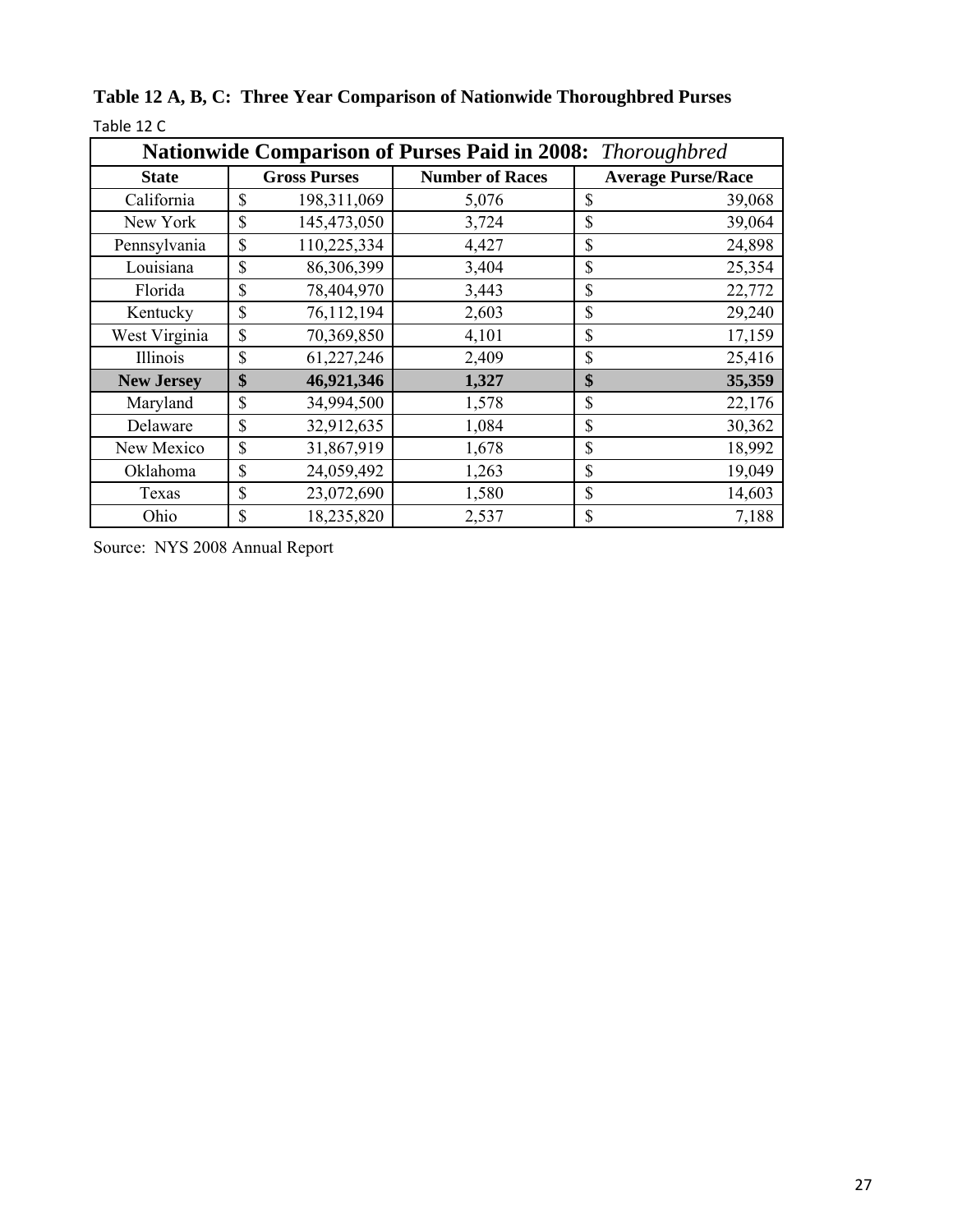**Table 12 A, B, C: Three Year Comparison of Nationwide Thoroughbred Purses**

Table 12 C

| Nationwide Comparison of Purses Paid in 2008: *Thoroughbred* | | | |
|---|---|---|---|
| **State** | **Gross Purses** | **Number of Races** | **Average Purse/Race** |
| California | $ 198,311,069 | 5,076 | $ 39,068 |
| New York | $ 145,473,050 | 3,724 | $ 39,064 |
| Pennsylvania | $ 110,225,334 | 4,427 | $ 24,898 |
| Louisiana | $ 86,306,399 | 3,404 | $ 25,354 |
| Florida | $ 78,404,970 | 3,443 | $ 22,772 |
| Kentucky | $ 76,112,194 | 2,603 | $ 29,240 |
| West Virginia | $ 70,369,850 | 4,101 | $ 17,159 |
| Illinois | $ 61,227,246 | 2,409 | $ 25,416 |
| **New Jersey** | **$ 46,921,346** | **1,327** | **$ 35,359** |
| Maryland | $ 34,994,500 | 1,578 | $ 22,176 |
| Delaware | $ 32,912,635 | 1,084 | $ 30,362 |
| New Mexico | $ 31,867,919 | 1,678 | $ 18,992 |
| Oklahoma | $ 24,059,492 | 1,263 | $ 19,049 |
| Texas | $ 23,072,690 | 1,580 | $ 14,603 |
| Ohio | $ 18,235,820 | 2,537 | $ 7,188 |

Source: NYS 2008 Annual Report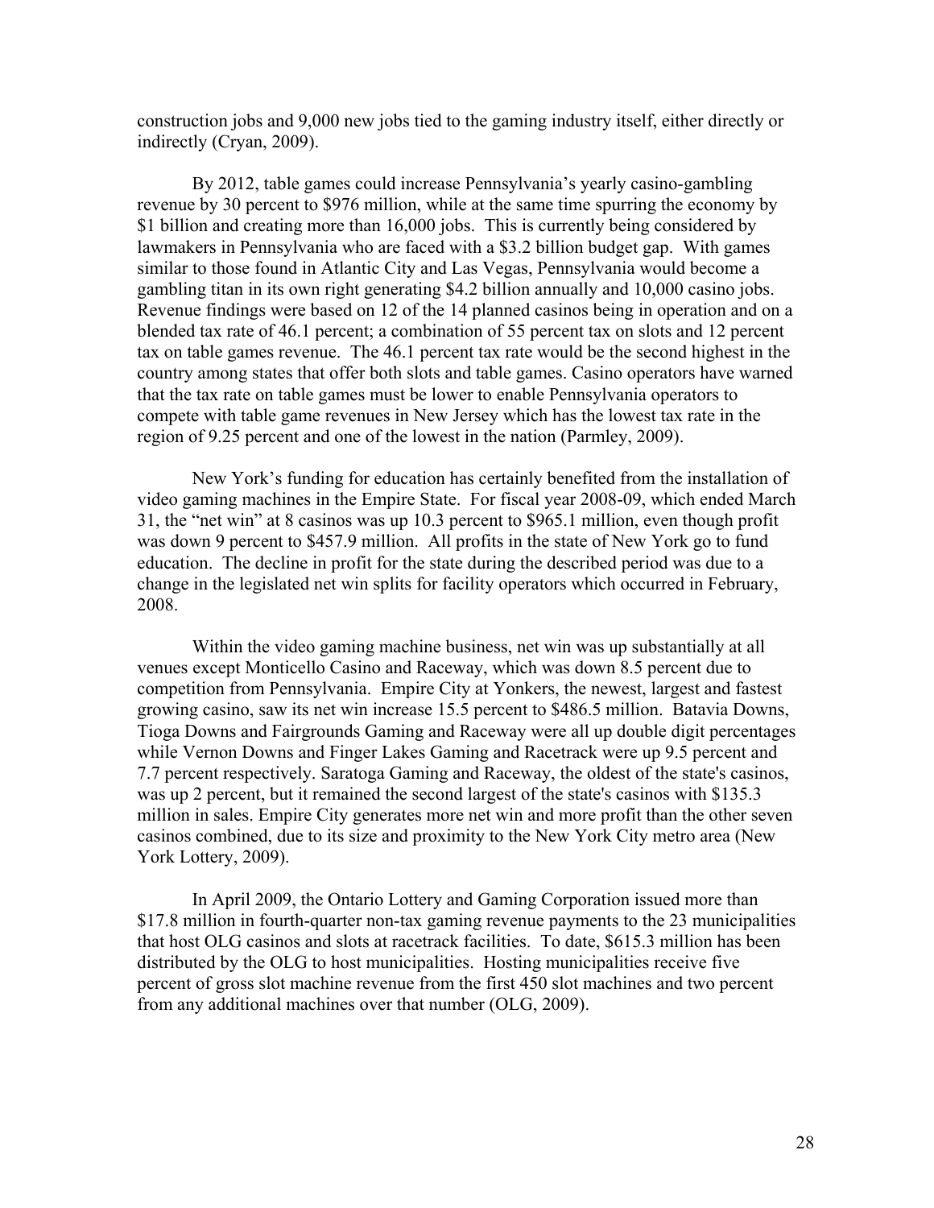construction jobs and 9,000 new jobs tied to the gaming industry itself, either directly or indirectly (Cryan, 2009).

By 2012, table games could increase Pennsylvania's yearly casino-gambling revenue by 30 percent to $976 million, while at the same time spurring the economy by $1 billion and creating more than 16,000 jobs. This is currently being considered by lawmakers in Pennsylvania who are faced with a $3.2 billion budget gap. With games similar to those found in Atlantic City and Las Vegas, Pennsylvania would become a gambling titan in its own right generating $4.2 billion annually and 10,000 casino jobs. Revenue findings were based on 12 of the 14 planned casinos being in operation and on a blended tax rate of 46.1 percent; a combination of 55 percent tax on slots and 12 percent tax on table games revenue. The 46.1 percent tax rate would be the second highest in the country among states that offer both slots and table games. Casino operators have warned that the tax rate on table games must be lower to enable Pennsylvania operators to compete with table game revenues in New Jersey which has the lowest tax rate in the region of 9.25 percent and one of the lowest in the nation (Parmley, 2009).

New York's funding for education has certainly benefited from the installation of video gaming machines in the Empire State. For fiscal year 2008-09, which ended March 31, the "net win" at 8 casinos was up 10.3 percent to $965.1 million, even though profit was down 9 percent to $457.9 million. All profits in the state of New York go to fund education. The decline in profit for the state during the described period was due to a change in the legislated net win splits for facility operators which occurred in February, 2008.

Within the video gaming machine business, net win was up substantially at all venues except Monticello Casino and Raceway, which was down 8.5 percent due to competition from Pennsylvania. Empire City at Yonkers, the newest, largest and fastest growing casino, saw its net win increase 15.5 percent to $486.5 million. Batavia Downs, Tioga Downs and Fairgrounds Gaming and Raceway were all up double digit percentages while Vernon Downs and Finger Lakes Gaming and Racetrack were up 9.5 percent and 7.7 percent respectively. Saratoga Gaming and Raceway, the oldest of the state's casinos, was up 2 percent, but it remained the second largest of the state's casinos with $135.3 million in sales. Empire City generates more net win and more profit than the other seven casinos combined, due to its size and proximity to the New York City metro area (New York Lottery, 2009).

In April 2009, the Ontario Lottery and Gaming Corporation issued more than $17.8 million in fourth-quarter non-tax gaming revenue payments to the 23 municipalities that host OLG casinos and slots at racetrack facilities. To date, $615.3 million has been distributed by the OLG to host municipalities. Hosting municipalities receive five percent of gross slot machine revenue from the first 450 slot machines and two percent from any additional machines over that number (OLG, 2009).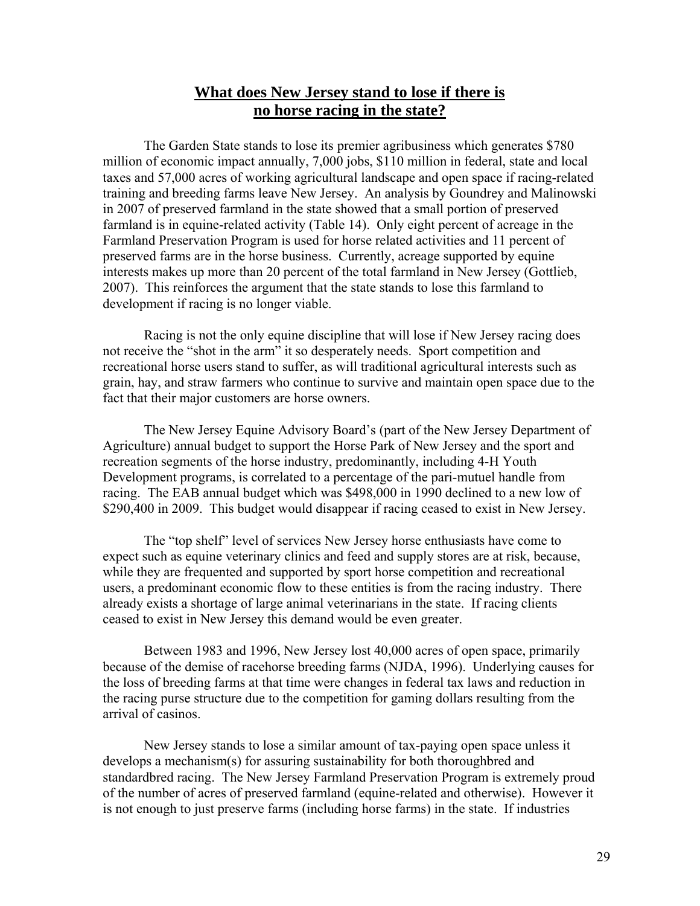## **What does New Jersey stand to lose if there is no horse racing in the state?**

The Garden State stands to lose its premier agribusiness which generates $780 million of economic impact annually, 7,000 jobs, $110 million in federal, state and local taxes and 57,000 acres of working agricultural landscape and open space if racing-related training and breeding farms leave New Jersey. An analysis by Goundrey and Malinowski in 2007 of preserved farmland in the state showed that a small portion of preserved farmland is in equine-related activity (Table 14). Only eight percent of acreage in the Farmland Preservation Program is used for horse related activities and 11 percent of preserved farms are in the horse business. Currently, acreage supported by equine interests makes up more than 20 percent of the total farmland in New Jersey (Gottlieb, 2007). This reinforces the argument that the state stands to lose this farmland to development if racing is no longer viable.

Racing is not the only equine discipline that will lose if New Jersey racing does not receive the "shot in the arm" it so desperately needs. Sport competition and recreational horse users stand to suffer, as will traditional agricultural interests such as grain, hay, and straw farmers who continue to survive and maintain open space due to the fact that their major customers are horse owners.

The New Jersey Equine Advisory Board's (part of the New Jersey Department of Agriculture) annual budget to support the Horse Park of New Jersey and the sport and recreation segments of the horse industry, predominantly, including 4-H Youth Development programs, is correlated to a percentage of the pari-mutuel handle from racing. The EAB annual budget which was $498,000 in 1990 declined to a new low of $290,400 in 2009. This budget would disappear if racing ceased to exist in New Jersey.

The "top shelf" level of services New Jersey horse enthusiasts have come to expect such as equine veterinary clinics and feed and supply stores are at risk, because, while they are frequented and supported by sport horse competition and recreational users, a predominant economic flow to these entities is from the racing industry. There already exists a shortage of large animal veterinarians in the state. If racing clients ceased to exist in New Jersey this demand would be even greater.

Between 1983 and 1996, New Jersey lost 40,000 acres of open space, primarily because of the demise of racehorse breeding farms (NJDA, 1996). Underlying causes for the loss of breeding farms at that time were changes in federal tax laws and reduction in the racing purse structure due to the competition for gaming dollars resulting from the arrival of casinos.

New Jersey stands to lose a similar amount of tax-paying open space unless it develops a mechanism(s) for assuring sustainability for both thoroughbred and standardbred racing. The New Jersey Farmland Preservation Program is extremely proud of the number of acres of preserved farmland (equine-related and otherwise). However it is not enough to just preserve farms (including horse farms) in the state. If industries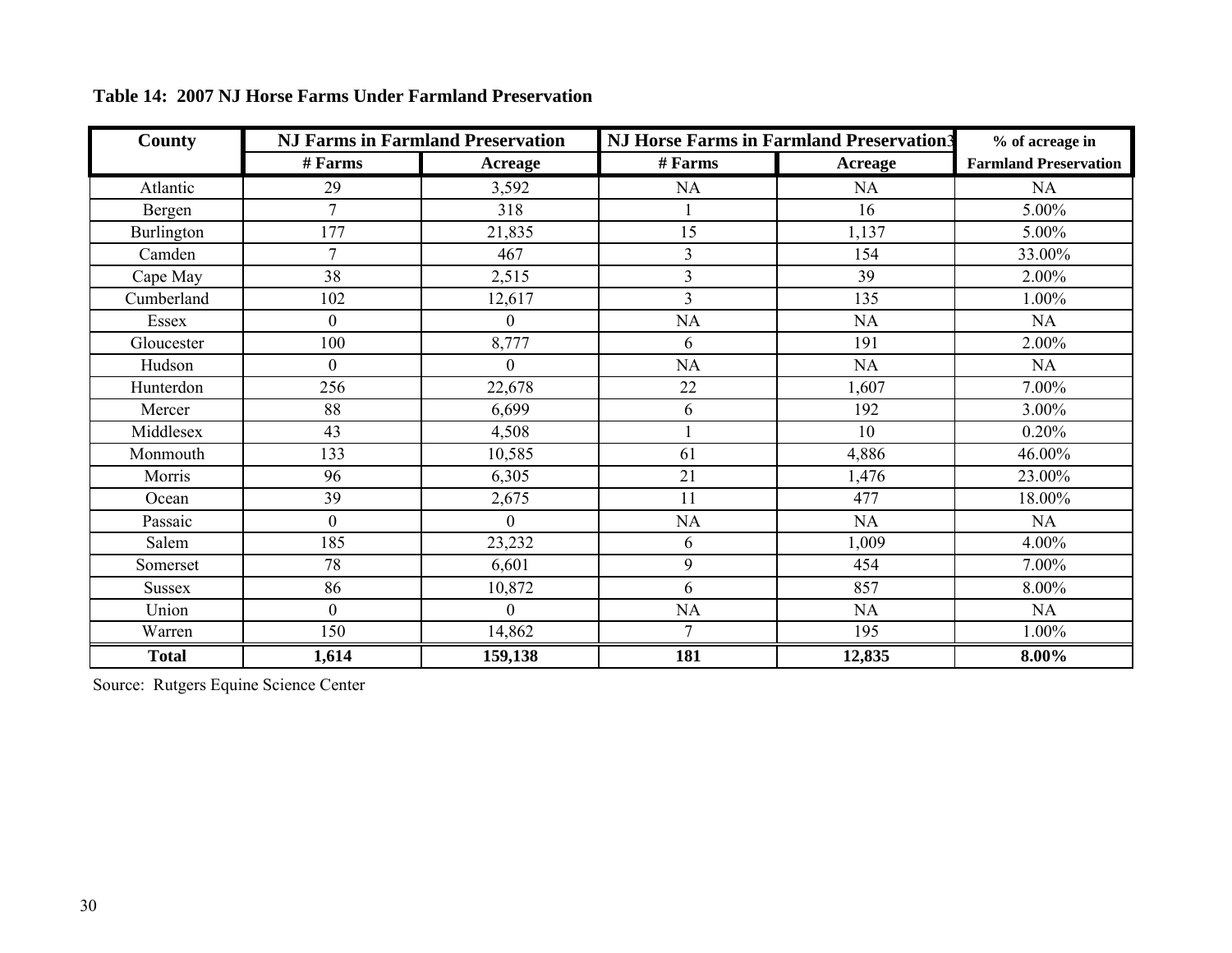**Table 14: 2007 NJ Horse Farms Under Farmland Preservation**

| County | NJ Farms in Farmland Preservation | | NJ Horse Farms in Farmland Preservation3 | | % of acreage in |
|---|---|---|---|---|---|
| | # Farms | Acreage | # Farms | Acreage | Farmland Preservation |
| Atlantic | 29 | 3,592 | NA | NA | NA |
| Bergen | 7 | 318 | 1 | 16 | 5.00% |
| Burlington | 177 | 21,835 | 15 | 1,137 | 5.00% |
| Camden | 7 | 467 | 3 | 154 | 33.00% |
| Cape May | 38 | 2,515 | 3 | 39 | 2.00% |
| Cumberland | 102 | 12,617 | 3 | 135 | 1.00% |
| Essex | 0 | 0 | NA | NA | NA |
| Gloucester | 100 | 8,777 | 6 | 191 | 2.00% |
| Hudson | 0 | 0 | NA | NA | NA |
| Hunterdon | 256 | 22,678 | 22 | 1,607 | 7.00% |
| Mercer | 88 | 6,699 | 6 | 192 | 3.00% |
| Middlesex | 43 | 4,508 | 1 | 10 | 0.20% |
| Monmouth | 133 | 10,585 | 61 | 4,886 | 46.00% |
| Morris | 96 | 6,305 | 21 | 1,476 | 23.00% |
| Ocean | 39 | 2,675 | 11 | 477 | 18.00% |
| Passaic | 0 | 0 | NA | NA | NA |
| Salem | 185 | 23,232 | 6 | 1,009 | 4.00% |
| Somerset | 78 | 6,601 | 9 | 454 | 7.00% |
| Sussex | 86 | 10,872 | 6 | 857 | 8.00% |
| Union | 0 | 0 | NA | NA | NA |
| Warren | 150 | 14,862 | 7 | 195 | 1.00% |
| **Total** | **1,614** | **159,138** | **181** | **12,835** | **8.00%** |

Source: Rutgers Equine Science Center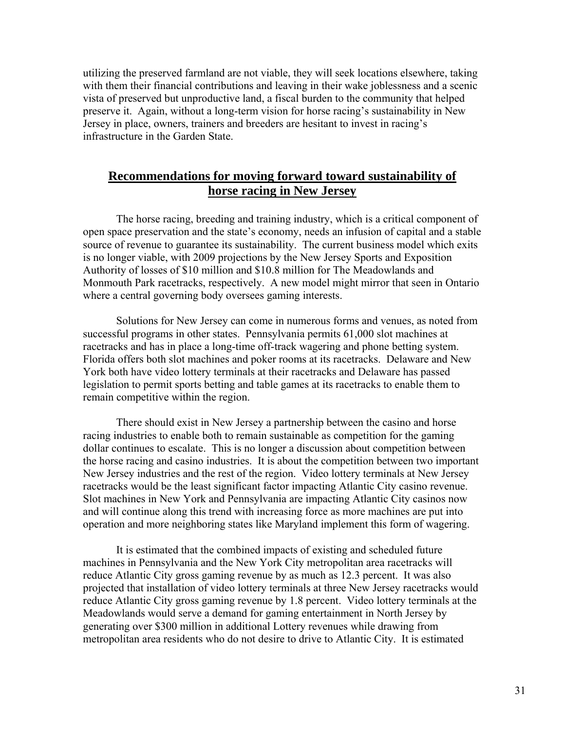utilizing the preserved farmland are not viable, they will seek locations elsewhere, taking with them their financial contributions and leaving in their wake joblessness and a scenic vista of preserved but unproductive land, a fiscal burden to the community that helped preserve it. Again, without a long-term vision for horse racing's sustainability in New Jersey in place, owners, trainers and breeders are hesitant to invest in racing's infrastructure in the Garden State.

## Recommendations for moving forward toward sustainability of horse racing in New Jersey

The horse racing, breeding and training industry, which is a critical component of open space preservation and the state's economy, needs an infusion of capital and a stable source of revenue to guarantee its sustainability. The current business model which exits is no longer viable, with 2009 projections by the New Jersey Sports and Exposition Authority of losses of $10 million and $10.8 million for The Meadowlands and Monmouth Park racetracks, respectively. A new model might mirror that seen in Ontario where a central governing body oversees gaming interests.

Solutions for New Jersey can come in numerous forms and venues, as noted from successful programs in other states. Pennsylvania permits 61,000 slot machines at racetracks and has in place a long-time off-track wagering and phone betting system. Florida offers both slot machines and poker rooms at its racetracks. Delaware and New York both have video lottery terminals at their racetracks and Delaware has passed legislation to permit sports betting and table games at its racetracks to enable them to remain competitive within the region.

There should exist in New Jersey a partnership between the casino and horse racing industries to enable both to remain sustainable as competition for the gaming dollar continues to escalate. This is no longer a discussion about competition between the horse racing and casino industries. It is about the competition between two important New Jersey industries and the rest of the region. Video lottery terminals at New Jersey racetracks would be the least significant factor impacting Atlantic City casino revenue. Slot machines in New York and Pennsylvania are impacting Atlantic City casinos now and will continue along this trend with increasing force as more machines are put into operation and more neighboring states like Maryland implement this form of wagering.

It is estimated that the combined impacts of existing and scheduled future machines in Pennsylvania and the New York City metropolitan area racetracks will reduce Atlantic City gross gaming revenue by as much as 12.3 percent. It was also projected that installation of video lottery terminals at three New Jersey racetracks would reduce Atlantic City gross gaming revenue by 1.8 percent. Video lottery terminals at the Meadowlands would serve a demand for gaming entertainment in North Jersey by generating over $300 million in additional Lottery revenues while drawing from metropolitan area residents who do not desire to drive to Atlantic City. It is estimated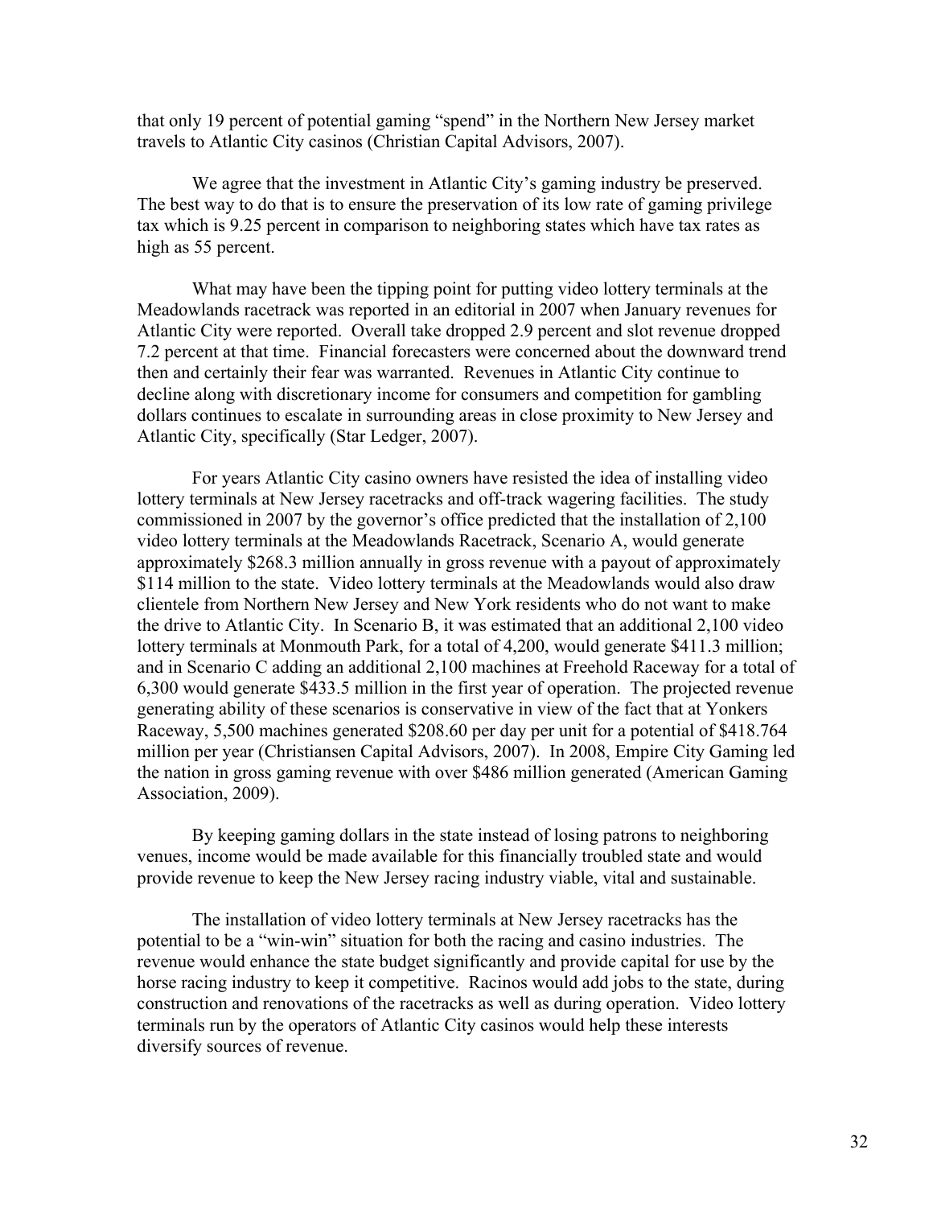that only 19 percent of potential gaming "spend" in the Northern New Jersey market travels to Atlantic City casinos (Christian Capital Advisors, 2007).

We agree that the investment in Atlantic City's gaming industry be preserved. The best way to do that is to ensure the preservation of its low rate of gaming privilege tax which is 9.25 percent in comparison to neighboring states which have tax rates as high as 55 percent.

What may have been the tipping point for putting video lottery terminals at the Meadowlands racetrack was reported in an editorial in 2007 when January revenues for Atlantic City were reported. Overall take dropped 2.9 percent and slot revenue dropped 7.2 percent at that time. Financial forecasters were concerned about the downward trend then and certainly their fear was warranted. Revenues in Atlantic City continue to decline along with discretionary income for consumers and competition for gambling dollars continues to escalate in surrounding areas in close proximity to New Jersey and Atlantic City, specifically (Star Ledger, 2007).

For years Atlantic City casino owners have resisted the idea of installing video lottery terminals at New Jersey racetracks and off-track wagering facilities. The study commissioned in 2007 by the governor's office predicted that the installation of 2,100 video lottery terminals at the Meadowlands Racetrack, Scenario A, would generate approximately $268.3 million annually in gross revenue with a payout of approximately $114 million to the state. Video lottery terminals at the Meadowlands would also draw clientele from Northern New Jersey and New York residents who do not want to make the drive to Atlantic City. In Scenario B, it was estimated that an additional 2,100 video lottery terminals at Monmouth Park, for a total of 4,200, would generate $411.3 million; and in Scenario C adding an additional 2,100 machines at Freehold Raceway for a total of 6,300 would generate $433.5 million in the first year of operation. The projected revenue generating ability of these scenarios is conservative in view of the fact that at Yonkers Raceway, 5,500 machines generated $208.60 per day per unit for a potential of $418.764 million per year (Christiansen Capital Advisors, 2007). In 2008, Empire City Gaming led the nation in gross gaming revenue with over $486 million generated (American Gaming Association, 2009).

By keeping gaming dollars in the state instead of losing patrons to neighboring venues, income would be made available for this financially troubled state and would provide revenue to keep the New Jersey racing industry viable, vital and sustainable.

The installation of video lottery terminals at New Jersey racetracks has the potential to be a "win-win" situation for both the racing and casino industries. The revenue would enhance the state budget significantly and provide capital for use by the horse racing industry to keep it competitive. Racinos would add jobs to the state, during construction and renovations of the racetracks as well as during operation. Video lottery terminals run by the operators of Atlantic City casinos would help these interests diversify sources of revenue.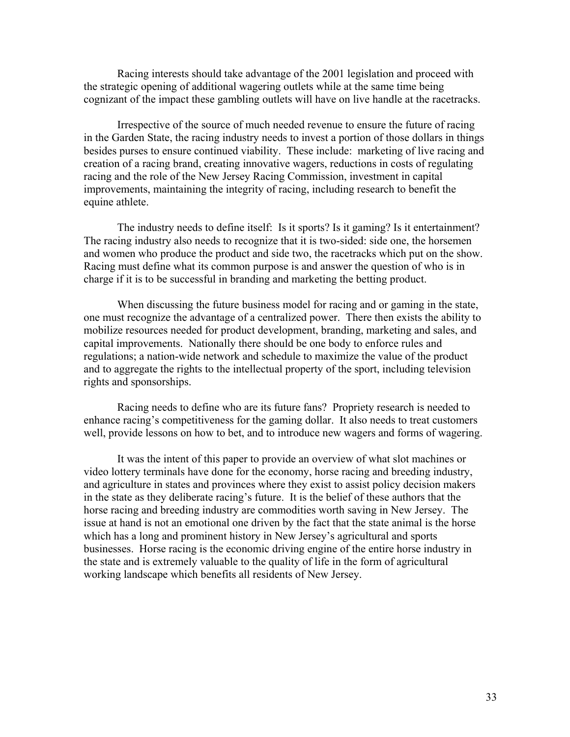Racing interests should take advantage of the 2001 legislation and proceed with the strategic opening of additional wagering outlets while at the same time being cognizant of the impact these gambling outlets will have on live handle at the racetracks.

Irrespective of the source of much needed revenue to ensure the future of racing in the Garden State, the racing industry needs to invest a portion of those dollars in things besides purses to ensure continued viability. These include: marketing of live racing and creation of a racing brand, creating innovative wagers, reductions in costs of regulating racing and the role of the New Jersey Racing Commission, investment in capital improvements, maintaining the integrity of racing, including research to benefit the equine athlete.

The industry needs to define itself: Is it sports? Is it gaming? Is it entertainment? The racing industry also needs to recognize that it is two-sided: side one, the horsemen and women who produce the product and side two, the racetracks which put on the show. Racing must define what its common purpose is and answer the question of who is in charge if it is to be successful in branding and marketing the betting product.

When discussing the future business model for racing and or gaming in the state, one must recognize the advantage of a centralized power. There then exists the ability to mobilize resources needed for product development, branding, marketing and sales, and capital improvements. Nationally there should be one body to enforce rules and regulations; a nation-wide network and schedule to maximize the value of the product and to aggregate the rights to the intellectual property of the sport, including television rights and sponsorships.

Racing needs to define who are its future fans? Propriety research is needed to enhance racing's competitiveness for the gaming dollar. It also needs to treat customers well, provide lessons on how to bet, and to introduce new wagers and forms of wagering.

It was the intent of this paper to provide an overview of what slot machines or video lottery terminals have done for the economy, horse racing and breeding industry, and agriculture in states and provinces where they exist to assist policy decision makers in the state as they deliberate racing's future. It is the belief of these authors that the horse racing and breeding industry are commodities worth saving in New Jersey. The issue at hand is not an emotional one driven by the fact that the state animal is the horse which has a long and prominent history in New Jersey's agricultural and sports businesses. Horse racing is the economic driving engine of the entire horse industry in the state and is extremely valuable to the quality of life in the form of agricultural working landscape which benefits all residents of New Jersey.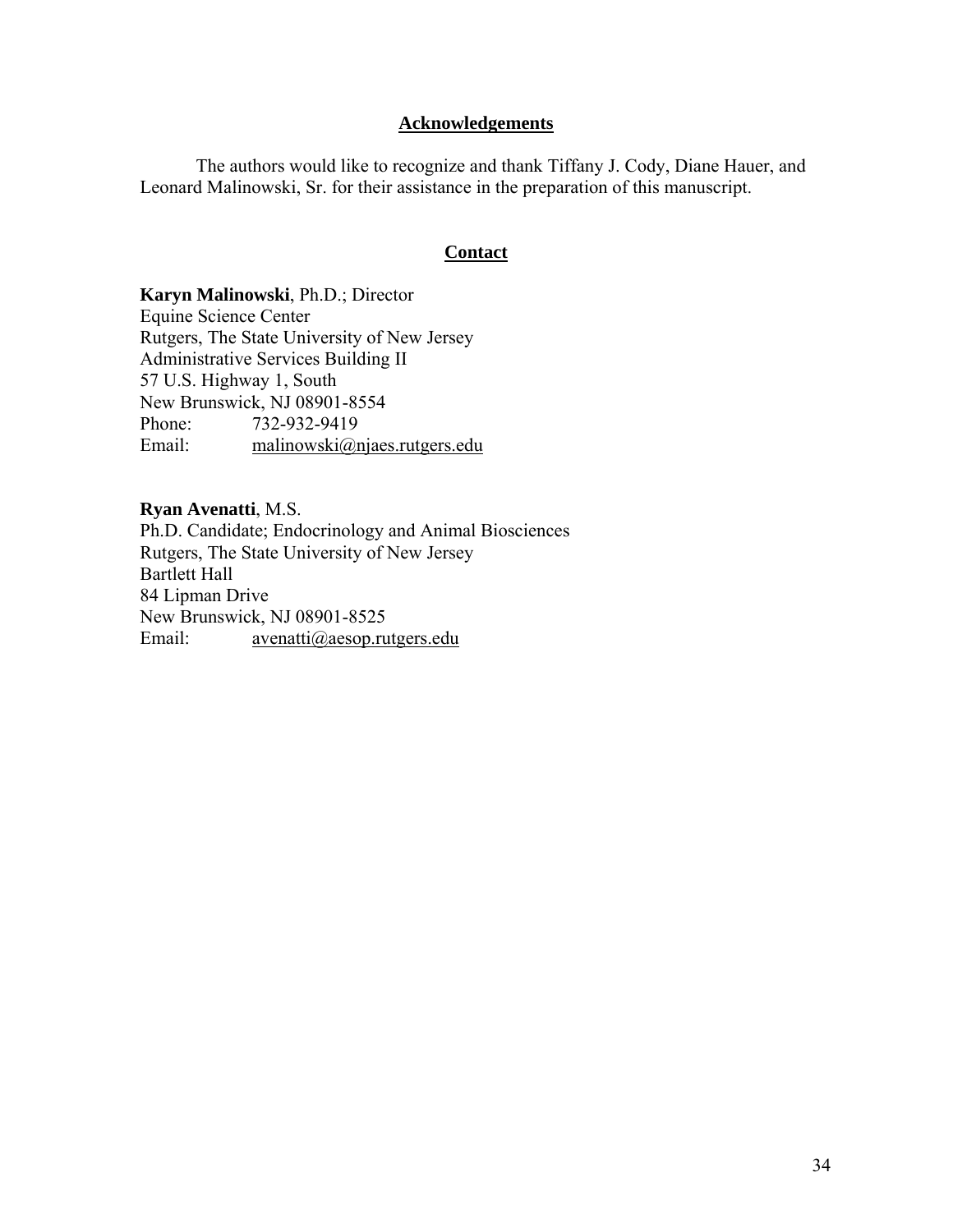## Acknowledgements

The authors would like to recognize and thank Tiffany J. Cody, Diane Hauer, and Leonard Malinowski, Sr. for their assistance in the preparation of this manuscript.

## Contact

**Karyn Malinowski**, Ph.D.; Director
Equine Science Center
Rutgers, The State University of New Jersey
Administrative Services Building II
57 U.S. Highway 1, South
New Brunswick, NJ 08901-8554
Phone: 732-932-9419
Email: malinowski@njaes.rutgers.edu

**Ryan Avenatti**, M.S.
Ph.D. Candidate; Endocrinology and Animal Biosciences
Rutgers, The State University of New Jersey
Bartlett Hall
84 Lipman Drive
New Brunswick, NJ 08901-8525
Email: avenatti@aesop.rutgers.edu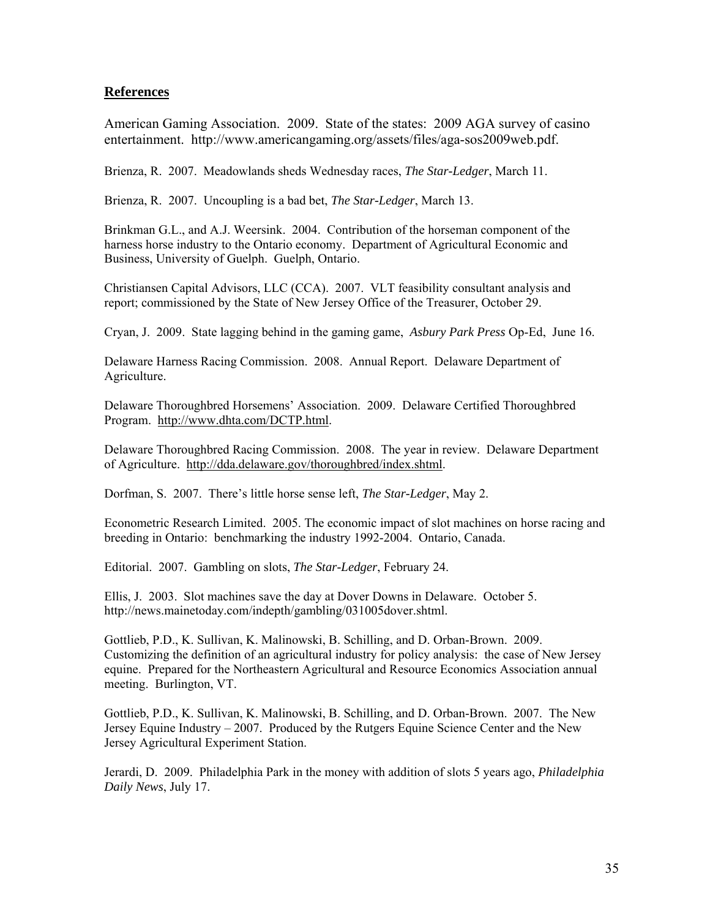## References

American Gaming Association. 2009. State of the states: 2009 AGA survey of casino entertainment. http://www.americangaming.org/assets/files/aga-sos2009web.pdf.

Brienza, R. 2007. Meadowlands sheds Wednesday races, *The Star-Ledger*, March 11.

Brienza, R. 2007. Uncoupling is a bad bet, *The Star-Ledger*, March 13.

Brinkman G.L., and A.J. Weersink. 2004. Contribution of the horseman component of the harness horse industry to the Ontario economy. Department of Agricultural Economic and Business, University of Guelph. Guelph, Ontario.

Christiansen Capital Advisors, LLC (CCA). 2007. VLT feasibility consultant analysis and report; commissioned by the State of New Jersey Office of the Treasurer, October 29.

Cryan, J. 2009. State lagging behind in the gaming game, *Asbury Park Press* Op-Ed, June 16.

Delaware Harness Racing Commission. 2008. Annual Report. Delaware Department of Agriculture.

Delaware Thoroughbred Horsemens' Association. 2009. Delaware Certified Thoroughbred Program. http://www.dhta.com/DCTP.html.

Delaware Thoroughbred Racing Commission. 2008. The year in review. Delaware Department of Agriculture. http://dda.delaware.gov/thoroughbred/index.shtml.

Dorfman, S. 2007. There's little horse sense left, *The Star-Ledger*, May 2.

Econometric Research Limited. 2005. The economic impact of slot machines on horse racing and breeding in Ontario: benchmarking the industry 1992-2004. Ontario, Canada.

Editorial. 2007. Gambling on slots, *The Star-Ledger*, February 24.

Ellis, J. 2003. Slot machines save the day at Dover Downs in Delaware. October 5. http://news.mainetoday.com/indepth/gambling/031005dover.shtml.

Gottlieb, P.D., K. Sullivan, K. Malinowski, B. Schilling, and D. Orban-Brown. 2009. Customizing the definition of an agricultural industry for policy analysis: the case of New Jersey equine. Prepared for the Northeastern Agricultural and Resource Economics Association annual meeting. Burlington, VT.

Gottlieb, P.D., K. Sullivan, K. Malinowski, B. Schilling, and D. Orban-Brown. 2007. The New Jersey Equine Industry – 2007. Produced by the Rutgers Equine Science Center and the New Jersey Agricultural Experiment Station.

Jerardi, D. 2009. Philadelphia Park in the money with addition of slots 5 years ago, *Philadelphia Daily News*, July 17.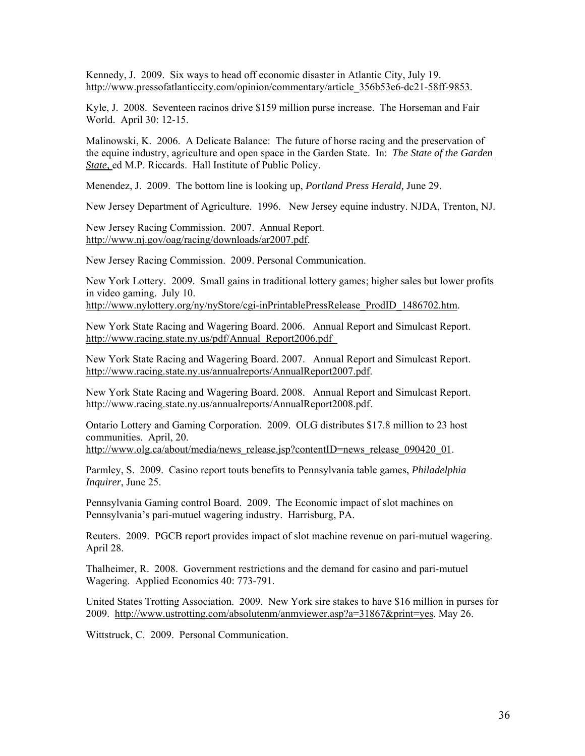Kennedy, J. 2009. Six ways to head off economic disaster in Atlantic City, July 19. http://www.pressofatlanticcity.com/opinion/commentary/article_356b53e6-dc21-58ff-9853.

Kyle, J. 2008. Seventeen racinos drive $159 million purse increase. The Horseman and Fair World. April 30: 12-15.

Malinowski, K. 2006. A Delicate Balance: The future of horse racing and the preservation of the equine industry, agriculture and open space in the Garden State. In: ***The State of the Garden State,*** ed M.P. Riccards. Hall Institute of Public Policy.

Menendez, J. 2009. The bottom line is looking up, *Portland Press Herald,* June 29.

New Jersey Department of Agriculture. 1996. New Jersey equine industry. NJDA, Trenton, NJ.

New Jersey Racing Commission. 2007. Annual Report. http://www.nj.gov/oag/racing/downloads/ar2007.pdf.

New Jersey Racing Commission. 2009. Personal Communication.

New York Lottery. 2009. Small gains in traditional lottery games; higher sales but lower profits in video gaming. July 10. http://www.nylottery.org/ny/nyStore/cgi-inPrintablePressRelease_ProdID_1486702.htm.

New York State Racing and Wagering Board. 2006. Annual Report and Simulcast Report. http://www.racing.state.ny.us/pdf/Annual_Report2006.pdf

New York State Racing and Wagering Board. 2007. Annual Report and Simulcast Report. http://www.racing.state.ny.us/annualreports/AnnualReport2007.pdf.

New York State Racing and Wagering Board. 2008. Annual Report and Simulcast Report. http://www.racing.state.ny.us/annualreports/AnnualReport2008.pdf.

Ontario Lottery and Gaming Corporation. 2009. OLG distributes $17.8 million to 23 host communities. April, 20. http://www.olg.ca/about/media/news_release.jsp?contentID=news_release_090420_01.

Parmley, S. 2009. Casino report touts benefits to Pennsylvania table games, *Philadelphia Inquirer*, June 25.

Pennsylvania Gaming control Board. 2009. The Economic impact of slot machines on Pennsylvania's pari-mutuel wagering industry. Harrisburg, PA.

Reuters. 2009. PGCB report provides impact of slot machine revenue on pari-mutuel wagering. April 28.

Thalheimer, R. 2008. Government restrictions and the demand for casino and pari-mutuel Wagering. Applied Economics 40: 773-791.

United States Trotting Association. 2009. New York sire stakes to have $16 million in purses for 2009. http://www.ustrotting.com/absolutenm/anmviewer.asp?a=31867&print=yes. May 26.

Wittstruck, C. 2009. Personal Communication.